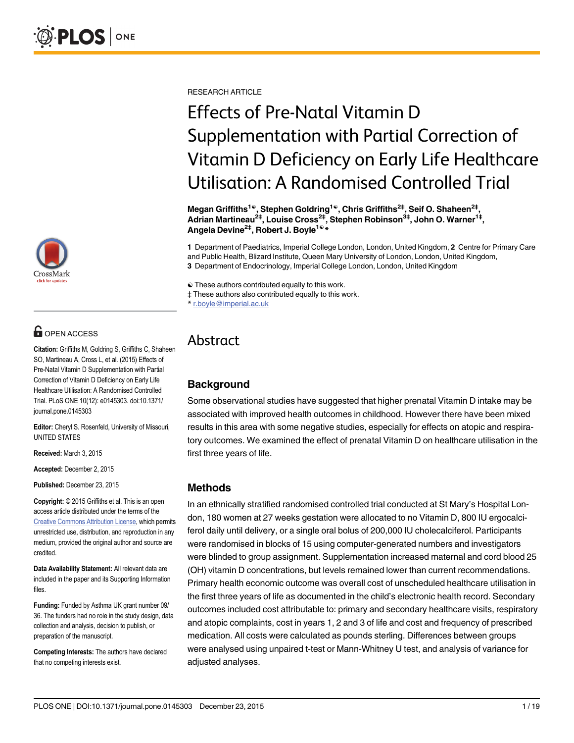RESEARCH ARTICLE

# Effects of Pre-Natal Vitamin D Supplementation with Partial Correction of Vitamin D Deficiency on Early Life Healthcare Utilisation: A Randomised Controlled Trial

**Megan Griffiths[1☯], Stephen Goldring[1☯], Chris Griffiths[2‡], Seif O. Shaheen[2‡], Adrian Martineau[2‡], Louise Cross[2‡], Stephen Robinson[3‡], John O. Warner[1‡], Angela Devine[2‡], Robert J. Boyle[1☯]***

**1** Department of Paediatrics, Imperial College London, London, United Kingdom, **2** Centre for Primary Care and Public Health, Blizard Institute, Queen Mary University of London, London, United Kingdom, **3** Department of Endocrinology, Imperial College London, London, United Kingdom

☯ These authors contributed equally to this work.
‡ These authors also contributed equally to this work.
* r.boyle@imperial.ac.uk

OPEN ACCESS

**Citation:** Griffiths M, Goldring S, Griffiths C, Shaheen SO, Martineau A, Cross L, et al. (2015) Effects of Pre-Natal Vitamin D Supplementation with Partial Correction of Vitamin D Deficiency on Early Life Healthcare Utilisation: A Randomised Controlled Trial. PLoS ONE 10(12): e0145303. doi:10.1371/journal.pone.0145303

**Editor:** Cheryl S. Rosenfeld, University of Missouri, UNITED STATES

**Received:** March 3, 2015

**Accepted:** December 2, 2015

**Published:** December 23, 2015

**Copyright:** © 2015 Griffiths et al. This is an open access article distributed under the terms of the Creative Commons Attribution License, which permits unrestricted use, distribution, and reproduction in any medium, provided the original author and source are credited.

**Data Availability Statement:** All relevant data are included in the paper and its Supporting Information files.

**Funding:** Funded by Asthma UK grant number 09/36. The funders had no role in the study design, data collection and analysis, decision to publish, or preparation of the manuscript.

**Competing Interests:** The authors have declared that no competing interests exist.

## Abstract

### Background

Some observational studies have suggested that higher prenatal Vitamin D intake may be associated with improved health outcomes in childhood. However there have been mixed results in this area with some negative studies, especially for effects on atopic and respiratory outcomes. We examined the effect of prenatal Vitamin D on healthcare utilisation in the first three years of life.

### Methods

In an ethnically stratified randomised controlled trial conducted at St Mary's Hospital London, 180 women at 27 weeks gestation were allocated to no Vitamin D, 800 IU ergocalciferol daily until delivery, or a single oral bolus of 200,000 IU cholecalciferol. Participants were randomised in blocks of 15 using computer-generated numbers and investigators were blinded to group assignment. Supplementation increased maternal and cord blood 25 (OH) vitamin D concentrations, but levels remained lower than current recommendations. Primary health economic outcome was overall cost of unscheduled healthcare utilisation in the first three years of life as documented in the child's electronic health record. Secondary outcomes included cost attributable to: primary and secondary healthcare visits, respiratory and atopic complaints, cost in years 1, 2 and 3 of life and cost and frequency of prescribed medication. All costs were calculated as pounds sterling. Differences between groups were analysed using unpaired t-test or Mann-Whitney U test, and analysis of variance for adjusted analyses.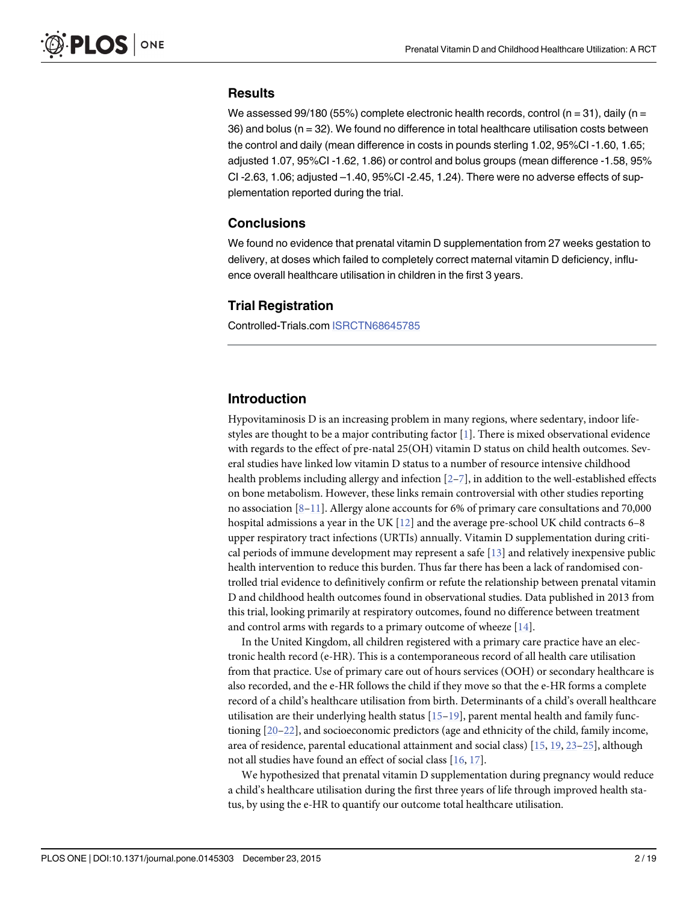## Results

We assessed 99/180 (55%) complete electronic health records, control (n = 31), daily (n = 36) and bolus (n = 32). We found no difference in total healthcare utilisation costs between the control and daily (mean difference in costs in pounds sterling 1.02, 95%CI -1.60, 1.65; adjusted 1.07, 95%CI -1.62, 1.86) or control and bolus groups (mean difference -1.58, 95% CI -2.63, 1.06; adjusted –1.40, 95%CI -2.45, 1.24). There were no adverse effects of supplementation reported during the trial.

## Conclusions

We found no evidence that prenatal vitamin D supplementation from 27 weeks gestation to delivery, at doses which failed to completely correct maternal vitamin D deficiency, influence overall healthcare utilisation in children in the first 3 years.

## Trial Registration

Controlled-Trials.com ISRCTN68645785

## Introduction

Hypovitaminosis D is an increasing problem in many regions, where sedentary, indoor lifestyles are thought to be a major contributing factor [1]. There is mixed observational evidence with regards to the effect of pre-natal 25(OH) vitamin D status on child health outcomes. Several studies have linked low vitamin D status to a number of resource intensive childhood health problems including allergy and infection [2–7], in addition to the well-established effects on bone metabolism. However, these links remain controversial with other studies reporting no association [8–11]. Allergy alone accounts for 6% of primary care consultations and 70,000 hospital admissions a year in the UK [12] and the average pre-school UK child contracts 6–8 upper respiratory tract infections (URTIs) annually. Vitamin D supplementation during critical periods of immune development may represent a safe [13] and relatively inexpensive public health intervention to reduce this burden. Thus far there has been a lack of randomised controlled trial evidence to definitively confirm or refute the relationship between prenatal vitamin D and childhood health outcomes found in observational studies. Data published in 2013 from this trial, looking primarily at respiratory outcomes, found no difference between treatment and control arms with regards to a primary outcome of wheeze [14].

In the United Kingdom, all children registered with a primary care practice have an electronic health record (e-HR). This is a contemporaneous record of all health care utilisation from that practice. Use of primary care out of hours services (OOH) or secondary healthcare is also recorded, and the e-HR follows the child if they move so that the e-HR forms a complete record of a child's healthcare utilisation from birth. Determinants of a child's overall healthcare utilisation are their underlying health status [15–19], parent mental health and family functioning [20–22], and socioeconomic predictors (age and ethnicity of the child, family income, area of residence, parental educational attainment and social class) [15, 19, 23–25], although not all studies have found an effect of social class [16, 17].

We hypothesized that prenatal vitamin D supplementation during pregnancy would reduce a child's healthcare utilisation during the first three years of life through improved health status, by using the e-HR to quantify our outcome total healthcare utilisation.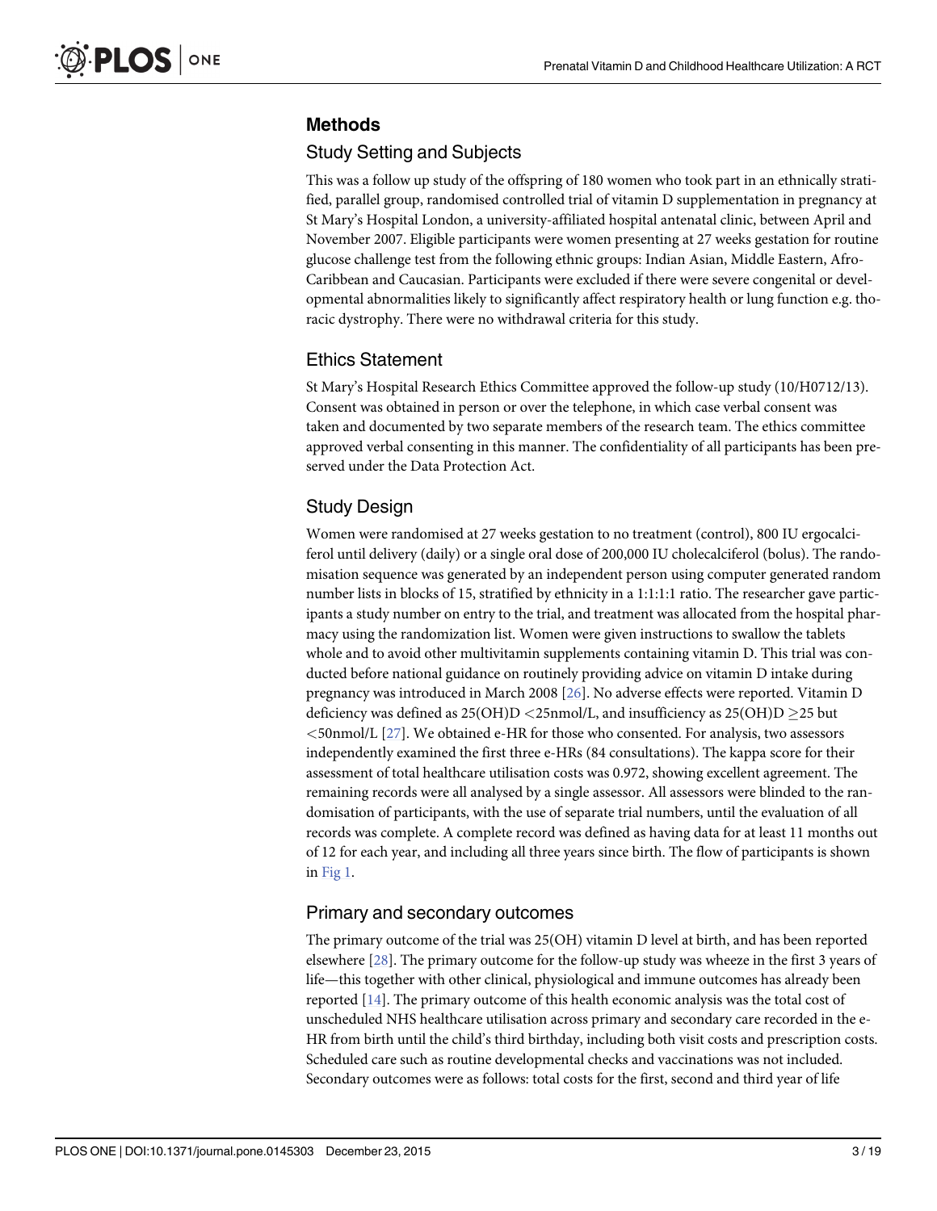## Methods

### Study Setting and Subjects

This was a follow up study of the offspring of 180 women who took part in an ethnically stratified, parallel group, randomised controlled trial of vitamin D supplementation in pregnancy at St Mary's Hospital London, a university-affiliated hospital antenatal clinic, between April and November 2007. Eligible participants were women presenting at 27 weeks gestation for routine glucose challenge test from the following ethnic groups: Indian Asian, Middle Eastern, Afro-Caribbean and Caucasian. Participants were excluded if there were severe congenital or developmental abnormalities likely to significantly affect respiratory health or lung function e.g. thoracic dystrophy. There were no withdrawal criteria for this study.

### Ethics Statement

St Mary's Hospital Research Ethics Committee approved the follow-up study (10/H0712/13). Consent was obtained in person or over the telephone, in which case verbal consent was taken and documented by two separate members of the research team. The ethics committee approved verbal consenting in this manner. The confidentiality of all participants has been preserved under the Data Protection Act.

### Study Design

Women were randomised at 27 weeks gestation to no treatment (control), 800 IU ergocalciferol until delivery (daily) or a single oral dose of 200,000 IU cholecalciferol (bolus). The randomisation sequence was generated by an independent person using computer generated random number lists in blocks of 15, stratified by ethnicity in a 1:1:1:1 ratio. The researcher gave participants a study number on entry to the trial, and treatment was allocated from the hospital pharmacy using the randomization list. Women were given instructions to swallow the tablets whole and to avoid other multivitamin supplements containing vitamin D. This trial was conducted before national guidance on routinely providing advice on vitamin D intake during pregnancy was introduced in March 2008 [26]. No adverse effects were reported. Vitamin D deficiency was defined as 25(OH)D $<$25nmol/L, and insufficiency as 25(OH)D $\geq$25 but $<$50nmol/L [27]. We obtained e-HR for those who consented. For analysis, two assessors independently examined the first three e-HRs (84 consultations). The kappa score for their assessment of total healthcare utilisation costs was 0.972, showing excellent agreement. The remaining records were all analysed by a single assessor. All assessors were blinded to the randomisation of participants, with the use of separate trial numbers, until the evaluation of all records was complete. A complete record was defined as having data for at least 11 months out of 12 for each year, and including all three years since birth. The flow of participants is shown in Fig 1.

### Primary and secondary outcomes

The primary outcome of the trial was 25(OH) vitamin D level at birth, and has been reported elsewhere [28]. The primary outcome for the follow-up study was wheeze in the first 3 years of life—this together with other clinical, physiological and immune outcomes has already been reported [14]. The primary outcome of this health economic analysis was the total cost of unscheduled NHS healthcare utilisation across primary and secondary care recorded in the e-HR from birth until the child's third birthday, including both visit costs and prescription costs. Scheduled care such as routine developmental checks and vaccinations was not included. Secondary outcomes were as follows: total costs for the first, second and third year of life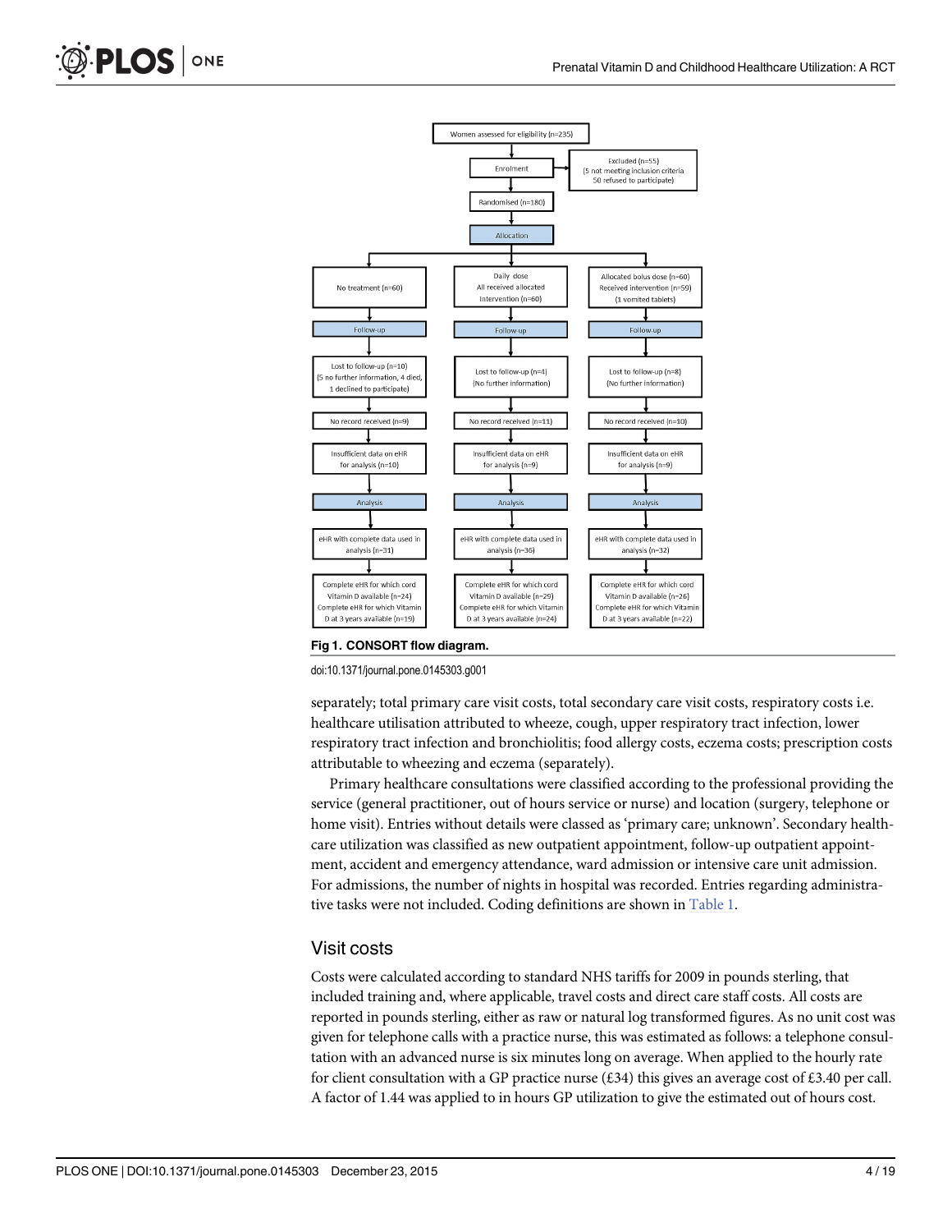**Fig 1. CONSORT flow diagram.**

doi:10.1371/journal.pone.0145303.g001

separately; total primary care visit costs, total secondary care visit costs, respiratory costs i.e. healthcare utilisation attributed to wheeze, cough, upper respiratory tract infection, lower respiratory tract infection and bronchiolitis; food allergy costs, eczema costs; prescription costs attributable to wheezing and eczema (separately).

Primary healthcare consultations were classified according to the professional providing the service (general practitioner, out of hours service or nurse) and location (surgery, telephone or home visit). Entries without details were classed as 'primary care; unknown'. Secondary healthcare utilization was classified as new outpatient appointment, follow-up outpatient appointment, accident and emergency attendance, ward admission or intensive care unit admission. For admissions, the number of nights in hospital was recorded. Entries regarding administrative tasks were not included. Coding definitions are shown in Table 1.

## Visit costs

Costs were calculated according to standard NHS tariffs for 2009 in pounds sterling, that included training and, where applicable, travel costs and direct care staff costs. All costs are reported in pounds sterling, either as raw or natural log transformed figures. As no unit cost was given for telephone calls with a practice nurse, this was estimated as follows: a telephone consultation with an advanced nurse is six minutes long on average. When applied to the hourly rate for client consultation with a GP practice nurse (£34) this gives an average cost of £3.40 per call. A factor of 1.44 was applied to in hours GP utilization to give the estimated out of hours cost.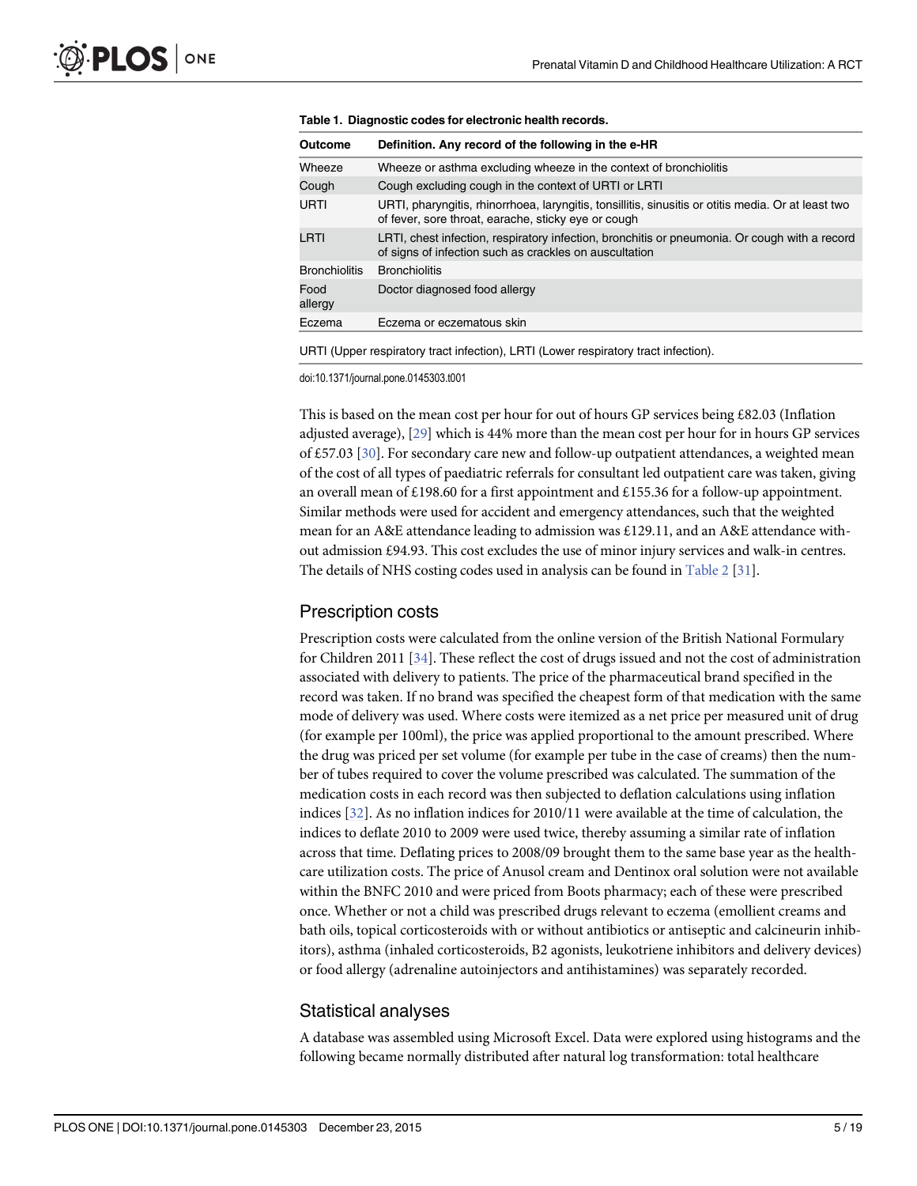**Table 1. Diagnostic codes for electronic health records.**

| Outcome | Definition. Any record of the following in the e-HR |
|---|---|
| Wheeze | Wheeze or asthma excluding wheeze in the context of bronchiolitis |
| Cough | Cough excluding cough in the context of URTI or LRTI |
| URTI | URTI, pharyngitis, rhinorrhoea, laryngitis, tonsillitis, sinusitis or otitis media. Or at least two of fever, sore throat, earache, sticky eye or cough |
| LRTI | LRTI, chest infection, respiratory infection, bronchitis or pneumonia. Or cough with a record of signs of infection such as crackles on auscultation |
| Bronchiolitis | Bronchiolitis |
| Food allergy | Doctor diagnosed food allergy |
| Eczema | Eczema or eczematous skin |

URTI (Upper respiratory tract infection), LRTI (Lower respiratory tract infection).

doi:10.1371/journal.pone.0145303.t001

This is based on the mean cost per hour for out of hours GP services being £82.03 (Inflation adjusted average), [29] which is 44% more than the mean cost per hour for in hours GP services of £57.03 [30]. For secondary care new and follow-up outpatient attendances, a weighted mean of the cost of all types of paediatric referrals for consultant led outpatient care was taken, giving an overall mean of £198.60 for a first appointment and £155.36 for a follow-up appointment. Similar methods were used for accident and emergency attendances, such that the weighted mean for an A&E attendance leading to admission was £129.11, and an A&E attendance without admission £94.93. This cost excludes the use of minor injury services and walk-in centres. The details of NHS costing codes used in analysis can be found in Table 2 [31].

## Prescription costs

Prescription costs were calculated from the online version of the British National Formulary for Children 2011 [34]. These reflect the cost of drugs issued and not the cost of administration associated with delivery to patients. The price of the pharmaceutical brand specified in the record was taken. If no brand was specified the cheapest form of that medication with the same mode of delivery was used. Where costs were itemized as a net price per measured unit of drug (for example per 100ml), the price was applied proportional to the amount prescribed. Where the drug was priced per set volume (for example per tube in the case of creams) then the number of tubes required to cover the volume prescribed was calculated. The summation of the medication costs in each record was then subjected to deflation calculations using inflation indices [32]. As no inflation indices for 2010/11 were available at the time of calculation, the indices to deflate 2010 to 2009 were used twice, thereby assuming a similar rate of inflation across that time. Deflating prices to 2008/09 brought them to the same base year as the healthcare utilization costs. The price of Anusol cream and Dentinox oral solution were not available within the BNFC 2010 and were priced from Boots pharmacy; each of these were prescribed once. Whether or not a child was prescribed drugs relevant to eczema (emollient creams and bath oils, topical corticosteroids with or without antibiotics or antiseptic and calcineurin inhibitors), asthma (inhaled corticosteroids, B2 agonists, leukotriene inhibitors and delivery devices) or food allergy (adrenaline autoinjectors and antihistamines) was separately recorded.

## Statistical analyses

A database was assembled using Microsoft Excel. Data were explored using histograms and the following became normally distributed after natural log transformation: total healthcare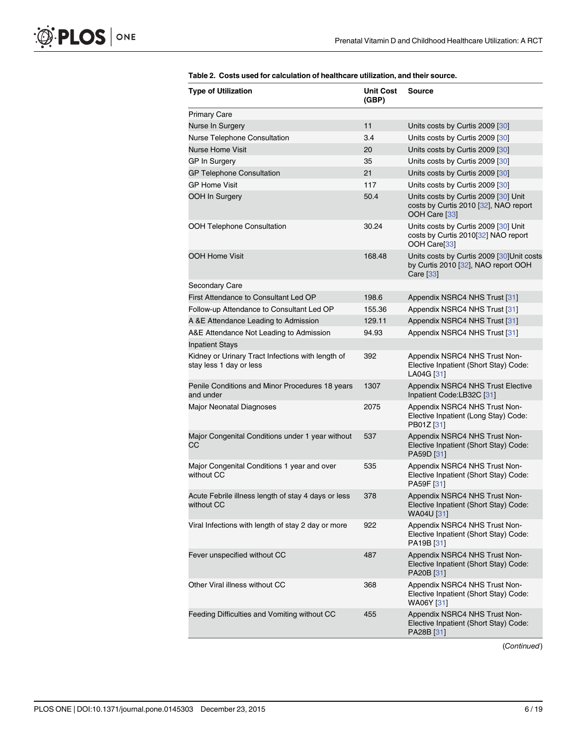**Table 2. Costs used for calculation of healthcare utilization, and their source.**

| Type of Utilization | Unit Cost (GBP) | Source |
| --- | --- | --- |
| Primary Care | | |
| Nurse In Surgery | 11 | Units costs by Curtis 2009 [30] |
| Nurse Telephone Consultation | 3.4 | Units costs by Curtis 2009 [30] |
| Nurse Home Visit | 20 | Units costs by Curtis 2009 [30] |
| GP In Surgery | 35 | Units costs by Curtis 2009 [30] |
| GP Telephone Consultation | 21 | Units costs by Curtis 2009 [30] |
| GP Home Visit | 117 | Units costs by Curtis 2009 [30] |
| OOH In Surgery | 50.4 | Units costs by Curtis 2009 [30] Unit costs by Curtis 2010 [32], NAO report OOH Care [33] |
| OOH Telephone Consultation | 30.24 | Units costs by Curtis 2009 [30] Unit costs by Curtis 2010[32] NAO report OOH Care[33] |
| OOH Home Visit | 168.48 | Units costs by Curtis 2009 [30]Unit costs by Curtis 2010 [32], NAO report OOH Care [33] |
| Secondary Care | | |
| First Attendance to Consultant Led OP | 198.6 | Appendix NSRC4 NHS Trust [31] |
| Follow-up Attendance to Consultant Led OP | 155.36 | Appendix NSRC4 NHS Trust [31] |
| A &E Attendance Leading to Admission | 129.11 | Appendix NSRC4 NHS Trust [31] |
| A&E Attendance Not Leading to Admission | 94.93 | Appendix NSRC4 NHS Trust [31] |
| Inpatient Stays | | |
| Kidney or Urinary Tract Infections with length of stay less 1 day or less | 392 | Appendix NSRC4 NHS Trust Non-Elective Inpatient (Short Stay) Code: LA04G [31] |
| Penile Conditions and Minor Procedures 18 years and under | 1307 | Appendix NSRC4 NHS Trust Elective Inpatient Code:LB32C [31] |
| Major Neonatal Diagnoses | 2075 | Appendix NSRC4 NHS Trust Non-Elective Inpatient (Long Stay) Code: PB01Z [31] |
| Major Congenital Conditions under 1 year without CC | 537 | Appendix NSRC4 NHS Trust Non-Elective Inpatient (Short Stay) Code: PA59D [31] |
| Major Congenital Conditions 1 year and over without CC | 535 | Appendix NSRC4 NHS Trust Non-Elective Inpatient (Short Stay) Code: PA59F [31] |
| Acute Febrile illness length of stay 4 days or less without CC | 378 | Appendix NSRC4 NHS Trust Non-Elective Inpatient (Short Stay) Code: WA04U [31] |
| Viral Infections with length of stay 2 day or more | 922 | Appendix NSRC4 NHS Trust Non-Elective Inpatient (Short Stay) Code: PA19B [31] |
| Fever unspecified without CC | 487 | Appendix NSRC4 NHS Trust Non-Elective Inpatient (Short Stay) Code: PA20B [31] |
| Other Viral illness without CC | 368 | Appendix NSRC4 NHS Trust Non-Elective Inpatient (Short Stay) Code: WA06Y [31] |
| Feeding Difficulties and Vomiting without CC | 455 | Appendix NSRC4 NHS Trust Non-Elective Inpatient (Short Stay) Code: PA28B [31] |

(*Continued*)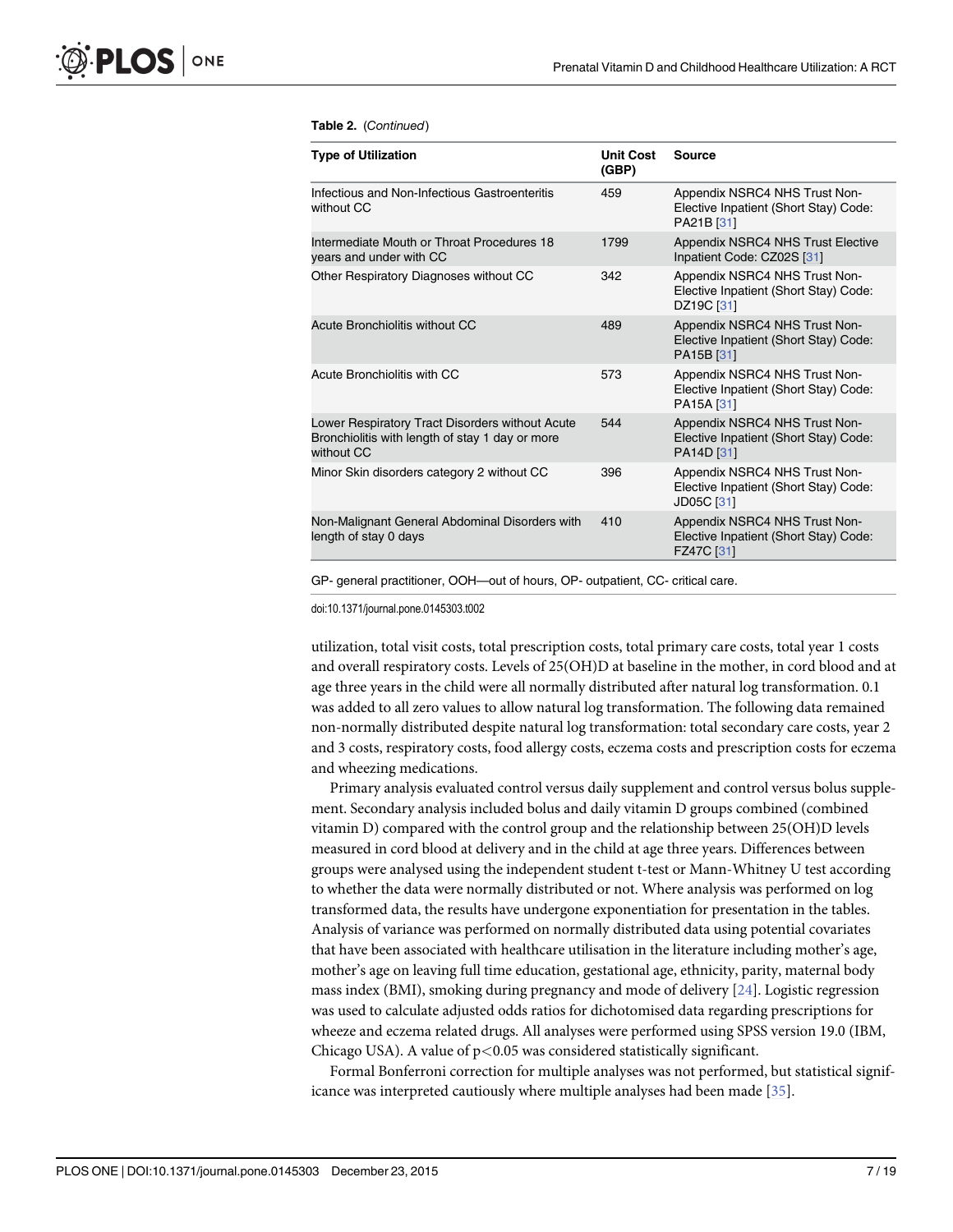**Table 2.** (*Continued*)

| Type of Utilization | Unit Cost (GBP) | Source |
|---|---|---|
| Infectious and Non-Infectious Gastroenteritis without CC | 459 | Appendix NSRC4 NHS Trust Non-Elective Inpatient (Short Stay) Code: PA21B [31] |
| Intermediate Mouth or Throat Procedures 18 years and under with CC | 1799 | Appendix NSRC4 NHS Trust Elective Inpatient Code: CZ02S [31] |
| Other Respiratory Diagnoses without CC | 342 | Appendix NSRC4 NHS Trust Non-Elective Inpatient (Short Stay) Code: DZ19C [31] |
| Acute Bronchiolitis without CC | 489 | Appendix NSRC4 NHS Trust Non-Elective Inpatient (Short Stay) Code: PA15B [31] |
| Acute Bronchiolitis with CC | 573 | Appendix NSRC4 NHS Trust Non-Elective Inpatient (Short Stay) Code: PA15A [31] |
| Lower Respiratory Tract Disorders without Acute Bronchiolitis with length of stay 1 day or more without CC | 544 | Appendix NSRC4 NHS Trust Non-Elective Inpatient (Short Stay) Code: PA14D [31] |
| Minor Skin disorders category 2 without CC | 396 | Appendix NSRC4 NHS Trust Non-Elective Inpatient (Short Stay) Code: JD05C [31] |
| Non-Malignant General Abdominal Disorders with length of stay 0 days | 410 | Appendix NSRC4 NHS Trust Non-Elective Inpatient (Short Stay) Code: FZ47C [31] |

GP- general practitioner, OOH—out of hours, OP- outpatient, CC- critical care.

doi:10.1371/journal.pone.0145303.t002

utilization, total visit costs, total prescription costs, total primary care costs, total year 1 costs and overall respiratory costs. Levels of 25(OH)D at baseline in the mother, in cord blood and at age three years in the child were all normally distributed after natural log transformation. 0.1 was added to all zero values to allow natural log transformation. The following data remained non-normally distributed despite natural log transformation: total secondary care costs, year 2 and 3 costs, respiratory costs, food allergy costs, eczema costs and prescription costs for eczema and wheezing medications.

Primary analysis evaluated control versus daily supplement and control versus bolus supplement. Secondary analysis included bolus and daily vitamin D groups combined (combined vitamin D) compared with the control group and the relationship between 25(OH)D levels measured in cord blood at delivery and in the child at age three years. Differences between groups were analysed using the independent student t-test or Mann-Whitney U test according to whether the data were normally distributed or not. Where analysis was performed on log transformed data, the results have undergone exponentiation for presentation in the tables. Analysis of variance was performed on normally distributed data using potential covariates that have been associated with healthcare utilisation in the literature including mother's age, mother's age on leaving full time education, gestational age, ethnicity, parity, maternal body mass index (BMI), smoking during pregnancy and mode of delivery [24]. Logistic regression was used to calculate adjusted odds ratios for dichotomised data regarding prescriptions for wheeze and eczema related drugs. All analyses were performed using SPSS version 19.0 (IBM, Chicago USA). A value of $p<0.05$ was considered statistically significant.

Formal Bonferroni correction for multiple analyses was not performed, but statistical significance was interpreted cautiously where multiple analyses had been made [35].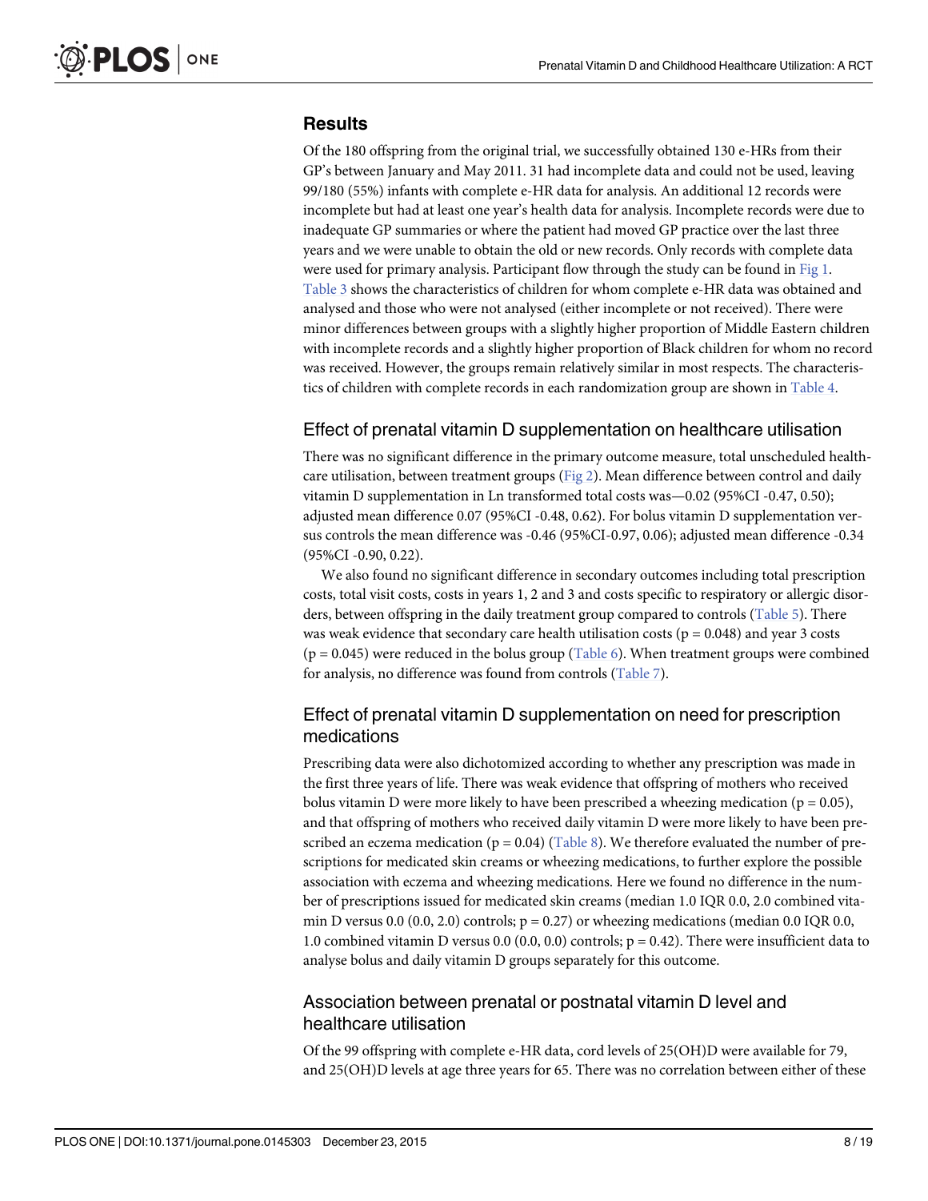## Results

Of the 180 offspring from the original trial, we successfully obtained 130 e-HRs from their GP's between January and May 2011. 31 had incomplete data and could not be used, leaving 99/180 (55%) infants with complete e-HR data for analysis. An additional 12 records were incomplete but had at least one year's health data for analysis. Incomplete records were due to inadequate GP summaries or where the patient had moved GP practice over the last three years and we were unable to obtain the old or new records. Only records with complete data were used for primary analysis. Participant flow through the study can be found in Fig 1. Table 3 shows the characteristics of children for whom complete e-HR data was obtained and analysed and those who were not analysed (either incomplete or not received). There were minor differences between groups with a slightly higher proportion of Middle Eastern children with incomplete records and a slightly higher proportion of Black children for whom no record was received. However, the groups remain relatively similar in most respects. The characteristics of children with complete records in each randomization group are shown in Table 4.

### Effect of prenatal vitamin D supplementation on healthcare utilisation

There was no significant difference in the primary outcome measure, total unscheduled healthcare utilisation, between treatment groups (Fig 2). Mean difference between control and daily vitamin D supplementation in Ln transformed total costs was—0.02 (95%CI -0.47, 0.50); adjusted mean difference 0.07 (95%CI -0.48, 0.62). For bolus vitamin D supplementation versus controls the mean difference was -0.46 (95%CI-0.97, 0.06); adjusted mean difference -0.34 (95%CI -0.90, 0.22).

We also found no significant difference in secondary outcomes including total prescription costs, total visit costs, costs in years 1, 2 and 3 and costs specific to respiratory or allergic disorders, between offspring in the daily treatment group compared to controls (Table 5). There was weak evidence that secondary care health utilisation costs ($p = 0.048$) and year 3 costs ($p = 0.045$) were reduced in the bolus group (Table 6). When treatment groups were combined for analysis, no difference was found from controls (Table 7).

### Effect of prenatal vitamin D supplementation on need for prescription medications

Prescribing data were also dichotomized according to whether any prescription was made in the first three years of life. There was weak evidence that offspring of mothers who received bolus vitamin D were more likely to have been prescribed a wheezing medication ($p = 0.05$), and that offspring of mothers who received daily vitamin D were more likely to have been prescribed an eczema medication ($p = 0.04$) (Table 8). We therefore evaluated the number of prescriptions for medicated skin creams or wheezing medications, to further explore the possible association with eczema and wheezing medications. Here we found no difference in the number of prescriptions issued for medicated skin creams (median 1.0 IQR 0.0, 2.0 combined vitamin D versus 0.0 (0.0, 2.0) controls; $p = 0.27$) or wheezing medications (median 0.0 IQR 0.0, 1.0 combined vitamin D versus 0.0 (0.0, 0.0) controls; $p = 0.42$). There were insufficient data to analyse bolus and daily vitamin D groups separately for this outcome.

### Association between prenatal or postnatal vitamin D level and healthcare utilisation

Of the 99 offspring with complete e-HR data, cord levels of 25(OH)D were available for 79, and 25(OH)D levels at age three years for 65. There was no correlation between either of these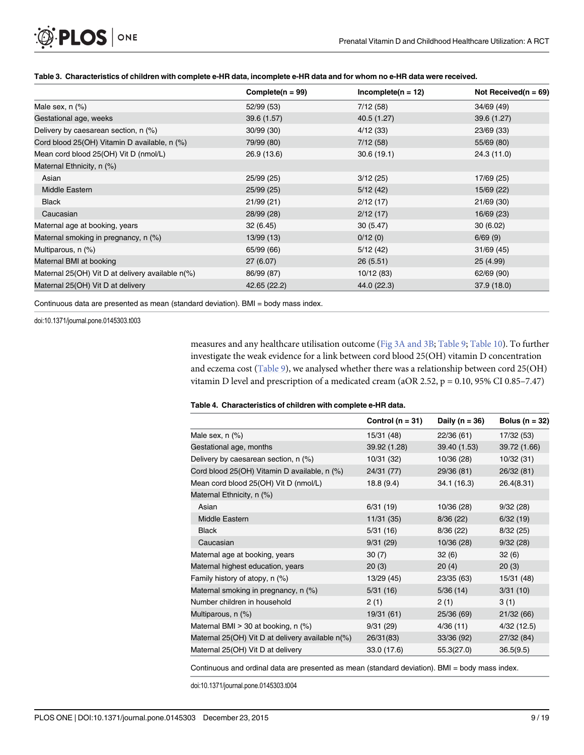**Table 3. Characteristics of children with complete e-HR data, incomplete e-HR data and for whom no e-HR data were received.**

| | Complete(n = 99) | Incomplete(n = 12) | Not Received(n = 69) |
|---|---|---|---|
| Male sex, n (%) | 52/99 (53) | 7/12 (58) | 34/69 (49) |
| Gestational age, weeks | 39.6 (1.57) | 40.5 (1.27) | 39.6 (1.27) |
| Delivery by caesarean section, n (%) | 30/99 (30) | 4/12 (33) | 23/69 (33) |
| Cord blood 25(OH) Vitamin D available, n (%) | 79/99 (80) | 7/12 (58) | 55/69 (80) |
| Mean cord blood 25(OH) Vit D (nmol/L) | 26.9 (13.6) | 30.6 (19.1) | 24.3 (11.0) |
| Maternal Ethnicity, n (%) | | | |
| Asian | 25/99 (25) | 3/12 (25) | 17/69 (25) |
| Middle Eastern | 25/99 (25) | 5/12 (42) | 15/69 (22) |
| Black | 21/99 (21) | 2/12 (17) | 21/69 (30) |
| Caucasian | 28/99 (28) | 2/12 (17) | 16/69 (23) |
| Maternal age at booking, years | 32 (6.45) | 30 (5.47) | 30 (6.02) |
| Maternal smoking in pregnancy, n (%) | 13/99 (13) | 0/12 (0) | 6/69 (9) |
| Multiparous, n (%) | 65/99 (66) | 5/12 (42) | 31/69 (45) |
| Maternal BMI at booking | 27 (6.07) | 26 (5.51) | 25 (4.99) |
| Maternal 25(OH) Vit D at delivery available n(%) | 86/99 (87) | 10/12 (83) | 62/69 (90) |
| Maternal 25(OH) Vit D at delivery | 42.65 (22.2) | 44.0 (22.3) | 37.9 (18.0) |

Continuous data are presented as mean (standard deviation). BMI = body mass index.

doi:10.1371/journal.pone.0145303.t003

measures and any healthcare utilisation outcome (Fig 3A and 3B; Table 9; Table 10). To further investigate the weak evidence for a link between cord blood 25(OH) vitamin D concentration and eczema cost (Table 9), we analysed whether there was a relationship between cord 25(OH) vitamin D level and prescription of a medicated cream (aOR 2.52, $p = 0.10$, 95% CI 0.85–7.47)

**Table 4. Characteristics of children with complete e-HR data.**

| | Control (n = 31) | Daily (n = 36) | Bolus (n = 32) |
|---|---|---|---|
| Male sex, n (%) | 15/31 (48) | 22/36 (61) | 17/32 (53) |
| Gestational age, months | 39.92 (1.28) | 39.40 (1.53) | 39.72 (1.66) |
| Delivery by caesarean section, n (%) | 10/31 (32) | 10/36 (28) | 10/32 (31) |
| Cord blood 25(OH) Vitamin D available, n (%) | 24/31 (77) | 29/36 (81) | 26/32 (81) |
| Mean cord blood 25(OH) Vit D (nmol/L) | 18.8 (9.4) | 34.1 (16.3) | 26.4(8.31) |
| Maternal Ethnicity, n (%) | | | |
| Asian | 6/31 (19) | 10/36 (28) | 9/32 (28) |
| Middle Eastern | 11/31 (35) | 8/36 (22) | 6/32 (19) |
| Black | 5/31 (16) | 8/36 (22) | 8/32 (25) |
| Caucasian | 9/31 (29) | 10/36 (28) | 9/32 (28) |
| Maternal age at booking, years | 30 (7) | 32 (6) | 32 (6) |
| Maternal highest education, years | 20 (3) | 20 (4) | 20 (3) |
| Family history of atopy, n (%) | 13/29 (45) | 23/35 (63) | 15/31 (48) |
| Maternal smoking in pregnancy, n (%) | 5/31 (16) | 5/36 (14) | 3/31 (10) |
| Number children in household | 2 (1) | 2 (1) | 3 (1) |
| Multiparous, n (%) | 19/31 (61) | 25/36 (69) | 21/32 (66) |
| Maternal BMI > 30 at booking, n (%) | 9/31 (29) | 4/36 (11) | 4/32 (12.5) |
| Maternal 25(OH) Vit D at delivery available n(%) | 26/31(83) | 33/36 (92) | 27/32 (84) |
| Maternal 25(OH) Vit D at delivery | 33.0 (17.6) | 55.3(27.0) | 36.5(9.5) |

Continuous and ordinal data are presented as mean (standard deviation). BMI = body mass index.

doi:10.1371/journal.pone.0145303.t004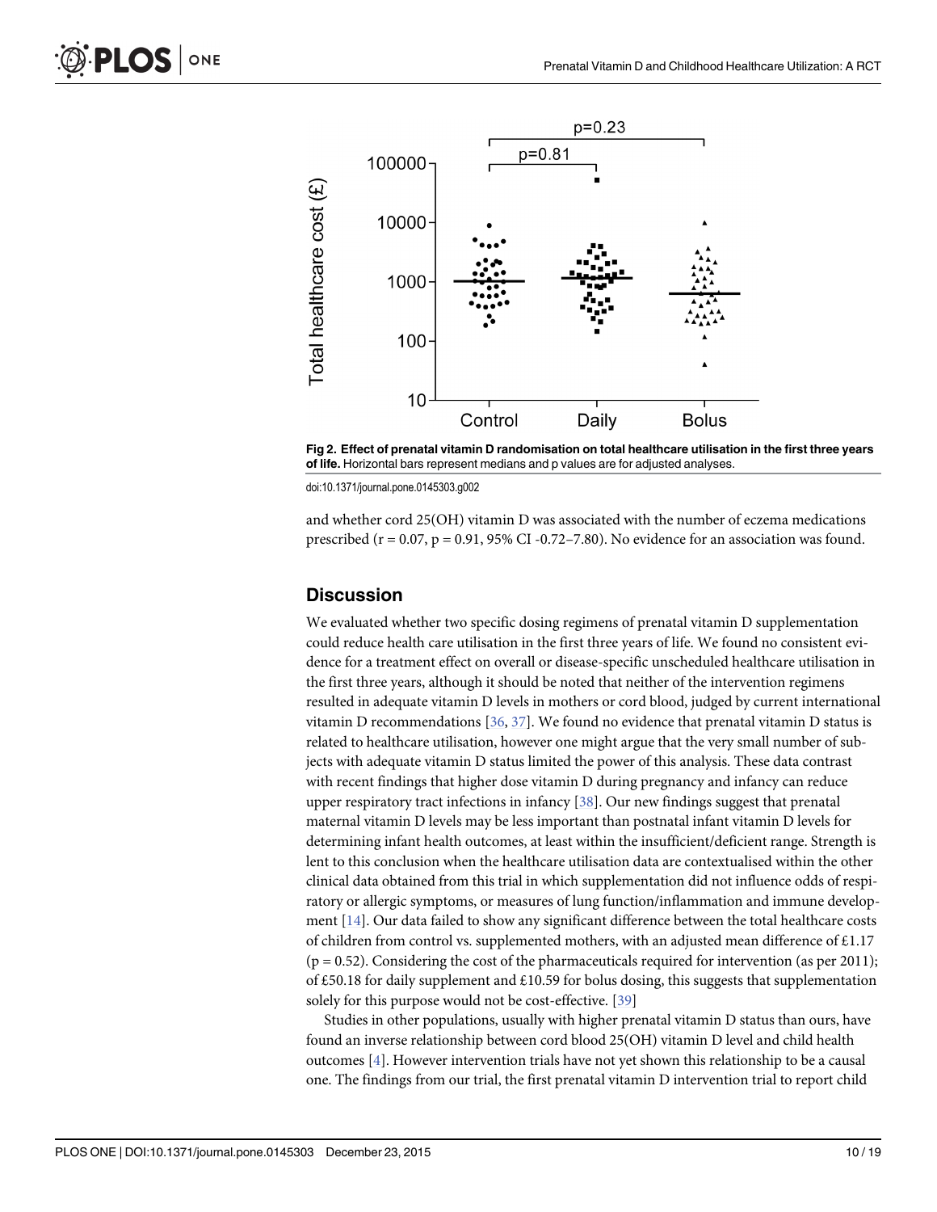Fig 2. Effect of prenatal vitamin D randomisation on total healthcare utilisation in the first three years of life. Horizontal bars represent medians and p values are for adjusted analyses.

doi:10.1371/journal.pone.0145303.g002

and whether cord 25(OH) vitamin D was associated with the number of eczema medications prescribed (r = 0.07, p = 0.91, 95% CI -0.72–7.80). No evidence for an association was found.

## Discussion

We evaluated whether two specific dosing regimens of prenatal vitamin D supplementation could reduce health care utilisation in the first three years of life. We found no consistent evidence for a treatment effect on overall or disease-specific unscheduled healthcare utilisation in the first three years, although it should be noted that neither of the intervention regimens resulted in adequate vitamin D levels in mothers or cord blood, judged by current international vitamin D recommendations [36, 37]. We found no evidence that prenatal vitamin D status is related to healthcare utilisation, however one might argue that the very small number of subjects with adequate vitamin D status limited the power of this analysis. These data contrast with recent findings that higher dose vitamin D during pregnancy and infancy can reduce upper respiratory tract infections in infancy [38]. Our new findings suggest that prenatal maternal vitamin D levels may be less important than postnatal infant vitamin D levels for determining infant health outcomes, at least within the insufficient/deficient range. Strength is lent to this conclusion when the healthcare utilisation data are contextualised within the other clinical data obtained from this trial in which supplementation did not influence odds of respiratory or allergic symptoms, or measures of lung function/inflammation and immune development [14]. Our data failed to show any significant difference between the total healthcare costs of children from control vs. supplemented mothers, with an adjusted mean difference of £1.17 (p = 0.52). Considering the cost of the pharmaceuticals required for intervention (as per 2011); of £50.18 for daily supplement and £10.59 for bolus dosing, this suggests that supplementation solely for this purpose would not be cost-effective. [39]

Studies in other populations, usually with higher prenatal vitamin D status than ours, have found an inverse relationship between cord blood 25(OH) vitamin D level and child health outcomes [4]. However intervention trials have not yet shown this relationship to be a causal one. The findings from our trial, the first prenatal vitamin D intervention trial to report child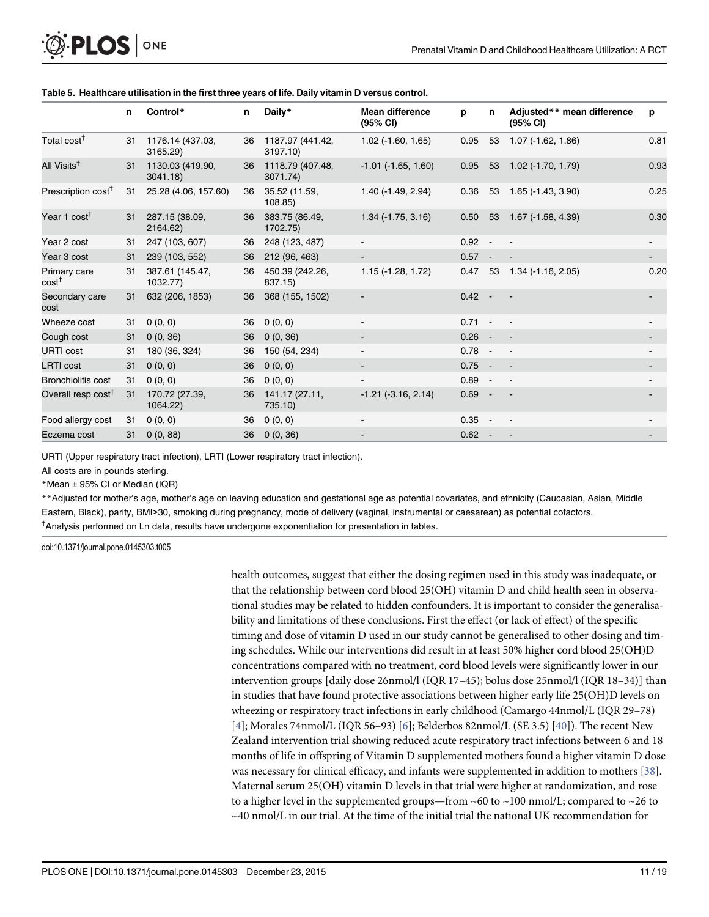**Table 5. Healthcare utilisation in the first three years of life. Daily vitamin D versus control.**

| | n | Control* | n | Daily* | Mean difference (95% CI) | p | n | Adjusted** mean difference (95% CI) | p |
|---|---|---|---|---|---|---|---|---|---|
| Total cost† | 31 | 1176.14 (437.03, 3165.29) | 36 | 1187.97 (441.42, 3197.10) | 1.02 (-1.60, 1.65) | 0.95 | 53 | 1.07 (-1.62, 1.86) | 0.81 |
| All Visits† | 31 | 1130.03 (419.90, 3041.18) | 36 | 1118.79 (407.48, 3071.74) | -1.01 (-1.65, 1.60) | 0.95 | 53 | 1.02 (-1.70, 1.79) | 0.93 |
| Prescription cost† | 31 | 25.28 (4.06, 157.60) | 36 | 35.52 (11.59, 108.85) | 1.40 (-1.49, 2.94) | 0.36 | 53 | 1.65 (-1.43, 3.90) | 0.25 |
| Year 1 cost† | 31 | 287.15 (38.09, 2164.62) | 36 | 383.75 (86.49, 1702.75) | 1.34 (-1.75, 3.16) | 0.50 | 53 | 1.67 (-1.58, 4.39) | 0.30 |
| Year 2 cost | 31 | 247 (103, 607) | 36 | 248 (123, 487) | - | 0.92 | - | - | - |
| Year 3 cost | 31 | 239 (103, 552) | 36 | 212 (96, 463) | - | 0.57 | - | - | - |
| Primary care cost† | 31 | 387.61 (145.47, 1032.77) | 36 | 450.39 (242.26, 837.15) | 1.15 (-1.28, 1.72) | 0.47 | 53 | 1.34 (-1.16, 2.05) | 0.20 |
| Secondary care cost | 31 | 632 (206, 1853) | 36 | 368 (155, 1502) | - | 0.42 | - | - | - |
| Wheeze cost | 31 | 0 (0, 0) | 36 | 0 (0, 0) | - | 0.71 | - | - | - |
| Cough cost | 31 | 0 (0, 36) | 36 | 0 (0, 36) | - | 0.26 | - | - | - |
| URTI cost | 31 | 180 (36, 324) | 36 | 150 (54, 234) | - | 0.78 | - | - | - |
| LRTI cost | 31 | 0 (0, 0) | 36 | 0 (0, 0) | - | 0.75 | - | - | - |
| Bronchiolitis cost | 31 | 0 (0, 0) | 36 | 0 (0, 0) | - | 0.89 | - | - | - |
| Overall resp cost† | 31 | 170.72 (27.39, 1064.22) | 36 | 141.17 (27.11, 735.10) | -1.21 (-3.16, 2.14) | 0.69 | - | - | - |
| Food allergy cost | 31 | 0 (0, 0) | 36 | 0 (0, 0) | - | 0.35 | - | - | - |
| Eczema cost | 31 | 0 (0, 88) | 36 | 0 (0, 36) | - | 0.62 | - | - | - |

URTI (Upper respiratory tract infection), LRTI (Lower respiratory tract infection).

All costs are in pounds sterling.

*Mean ± 95% CI or Median (IQR)

**Adjusted for mother's age, mother's age on leaving education and gestational age as potential covariates, and ethnicity (Caucasian, Asian, Middle Eastern, Black), parity, BMI>30, smoking during pregnancy, mode of delivery (vaginal, instrumental or caesarean) as potential cofactors.

†Analysis performed on Ln data, results have undergone exponentiation for presentation in tables.

doi:10.1371/journal.pone.0145303.t005

health outcomes, suggest that either the dosing regimen used in this study was inadequate, or that the relationship between cord blood 25(OH) vitamin D and child health seen in observational studies may be related to hidden confounders. It is important to consider the generalisability and limitations of these conclusions. First the effect (or lack of effect) of the specific timing and dose of vitamin D used in our study cannot be generalised to other dosing and timing schedules. While our interventions did result in at least 50% higher cord blood 25(OH)D concentrations compared with no treatment, cord blood levels were significantly lower in our intervention groups [daily dose 26nmol/l (IQR 17–45); bolus dose 25nmol/l (IQR 18–34)] than in studies that have found protective associations between higher early life 25(OH)D levels on wheezing or respiratory tract infections in early childhood (Camargo 44nmol/L (IQR 29–78) [4]; Morales 74nmol/L (IQR 56–93) [6]; Belderbos 82nmol/L (SE 3.5) [40]). The recent New Zealand intervention trial showing reduced acute respiratory tract infections between 6 and 18 months of life in offspring of Vitamin D supplemented mothers found a higher vitamin D dose was necessary for clinical efficacy, and infants were supplemented in addition to mothers [38]. Maternal serum 25(OH) vitamin D levels in that trial were higher at randomization, and rose to a higher level in the supplemented groups—from ~60 to ~100 nmol/L; compared to ~26 to ~40 nmol/L in our trial. At the time of the initial trial the national UK recommendation for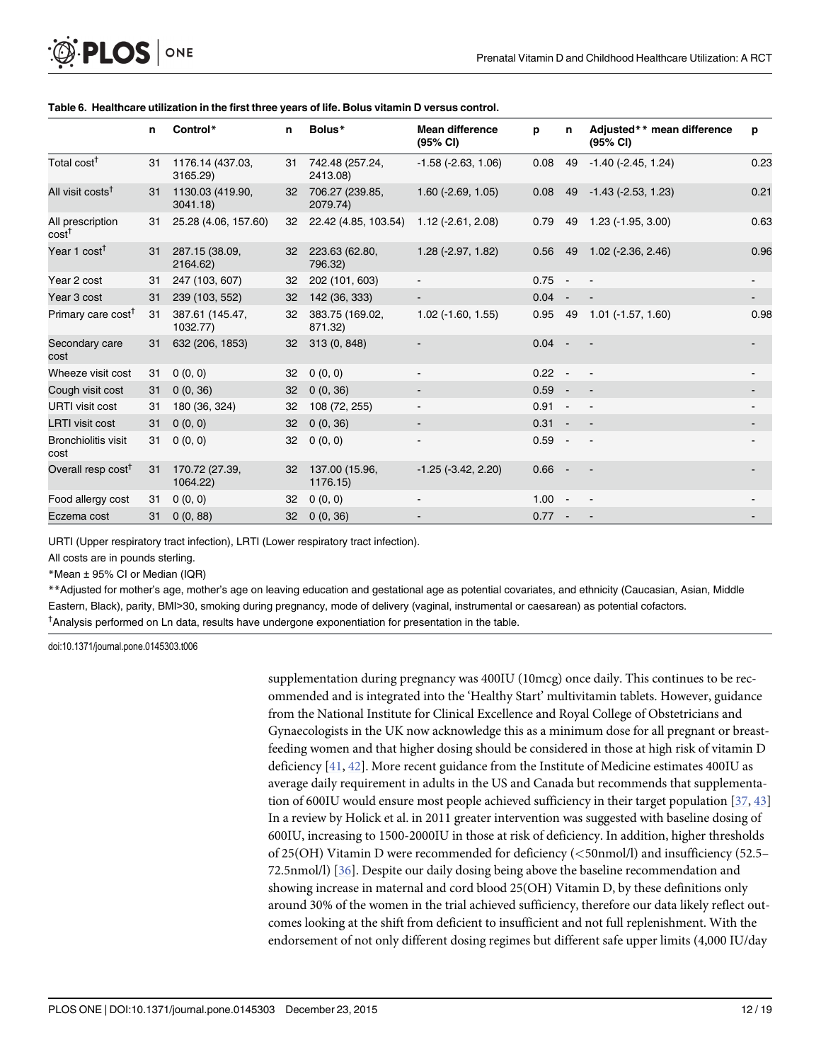**Table 6. Healthcare utilization in the first three years of life. Bolus vitamin D versus control.**

| | n | Control* | n | Bolus* | Mean difference (95% CI) | p | n | Adjusted** mean difference (95% CI) | p |
|---|---|---|---|---|---|---|---|---|---|
| Total cost† | 31 | 1176.14 (437.03, 3165.29) | 31 | 742.48 (257.24, 2413.08) | -1.58 (-2.63, 1.06) | 0.08 | 49 | -1.40 (-2.45, 1.24) | 0.23 |
| All visit costs† | 31 | 1130.03 (419.90, 3041.18) | 32 | 706.27 (239.85, 2079.74) | 1.60 (-2.69, 1.05) | 0.08 | 49 | -1.43 (-2.53, 1.23) | 0.21 |
| All prescription cost† | 31 | 25.28 (4.06, 157.60) | 32 | 22.42 (4.85, 103.54) | 1.12 (-2.61, 2.08) | 0.79 | 49 | 1.23 (-1.95, 3.00) | 0.63 |
| Year 1 cost† | 31 | 287.15 (38.09, 2164.62) | 32 | 223.63 (62.80, 796.32) | 1.28 (-2.97, 1.82) | 0.56 | 49 | 1.02 (-2.36, 2.46) | 0.96 |
| Year 2 cost | 31 | 247 (103, 607) | 32 | 202 (101, 603) | - | 0.75 | - | - | - |
| Year 3 cost | 31 | 239 (103, 552) | 32 | 142 (36, 333) | - | 0.04 | - | - | - |
| Primary care cost† | 31 | 387.61 (145.47, 1032.77) | 32 | 383.75 (169.02, 871.32) | 1.02 (-1.60, 1.55) | 0.95 | 49 | 1.01 (-1.57, 1.60) | 0.98 |
| Secondary care cost | 31 | 632 (206, 1853) | 32 | 313 (0, 848) | - | 0.04 | - | - | - |
| Wheeze visit cost | 31 | 0 (0, 0) | 32 | 0 (0, 0) | - | 0.22 | - | - | - |
| Cough visit cost | 31 | 0 (0, 36) | 32 | 0 (0, 36) | - | 0.59 | - | - | - |
| URTI visit cost | 31 | 180 (36, 324) | 32 | 108 (72, 255) | - | 0.91 | - | - | - |
| LRTI visit cost | 31 | 0 (0, 0) | 32 | 0 (0, 36) | - | 0.31 | - | - | - |
| Bronchiolitis visit cost | 31 | 0 (0, 0) | 32 | 0 (0, 0) | - | 0.59 | - | - | - |
| Overall resp cost† | 31 | 170.72 (27.39, 1064.22) | 32 | 137.00 (15.96, 1176.15) | -1.25 (-3.42, 2.20) | 0.66 | - | - | - |
| Food allergy cost | 31 | 0 (0, 0) | 32 | 0 (0, 0) | - | 1.00 | - | - | - |
| Eczema cost | 31 | 0 (0, 88) | 32 | 0 (0, 36) | - | 0.77 | - | - | - |

URTI (Upper respiratory tract infection), LRTI (Lower respiratory tract infection).

All costs are in pounds sterling.

*Mean ± 95% CI or Median (IQR)

**Adjusted for mother's age, mother's age on leaving education and gestational age as potential covariates, and ethnicity (Caucasian, Asian, Middle Eastern, Black), parity, BMI>30, smoking during pregnancy, mode of delivery (vaginal, instrumental or caesarean) as potential cofactors.

†Analysis performed on Ln data, results have undergone exponentiation for presentation in the table.

doi:10.1371/journal.pone.0145303.t006

supplementation during pregnancy was 400IU (10mcg) once daily. This continues to be recommended and is integrated into the 'Healthy Start' multivitamin tablets. However, guidance from the National Institute for Clinical Excellence and Royal College of Obstetricians and Gynaecologists in the UK now acknowledge this as a minimum dose for all pregnant or breastfeeding women and that higher dosing should be considered in those at high risk of vitamin D deficiency [41, 42]. More recent guidance from the Institute of Medicine estimates 400IU as average daily requirement in adults in the US and Canada but recommends that supplementation of 600IU would ensure most people achieved sufficiency in their target population [37, 43] In a review by Holick et al. in 2011 greater intervention was suggested with baseline dosing of 600IU, increasing to 1500-2000IU in those at risk of deficiency. In addition, higher thresholds of 25(OH) Vitamin D were recommended for deficiency (<50nmol/l) and insufficiency (52.5–72.5nmol/l) [36]. Despite our daily dosing being above the baseline recommendation and showing increase in maternal and cord blood 25(OH) Vitamin D, by these definitions only around 30% of the women in the trial achieved sufficiency, therefore our data likely reflect outcomes looking at the shift from deficient to insufficient and not full replenishment. With the endorsement of not only different dosing regimes but different safe upper limits (4,000 IU/day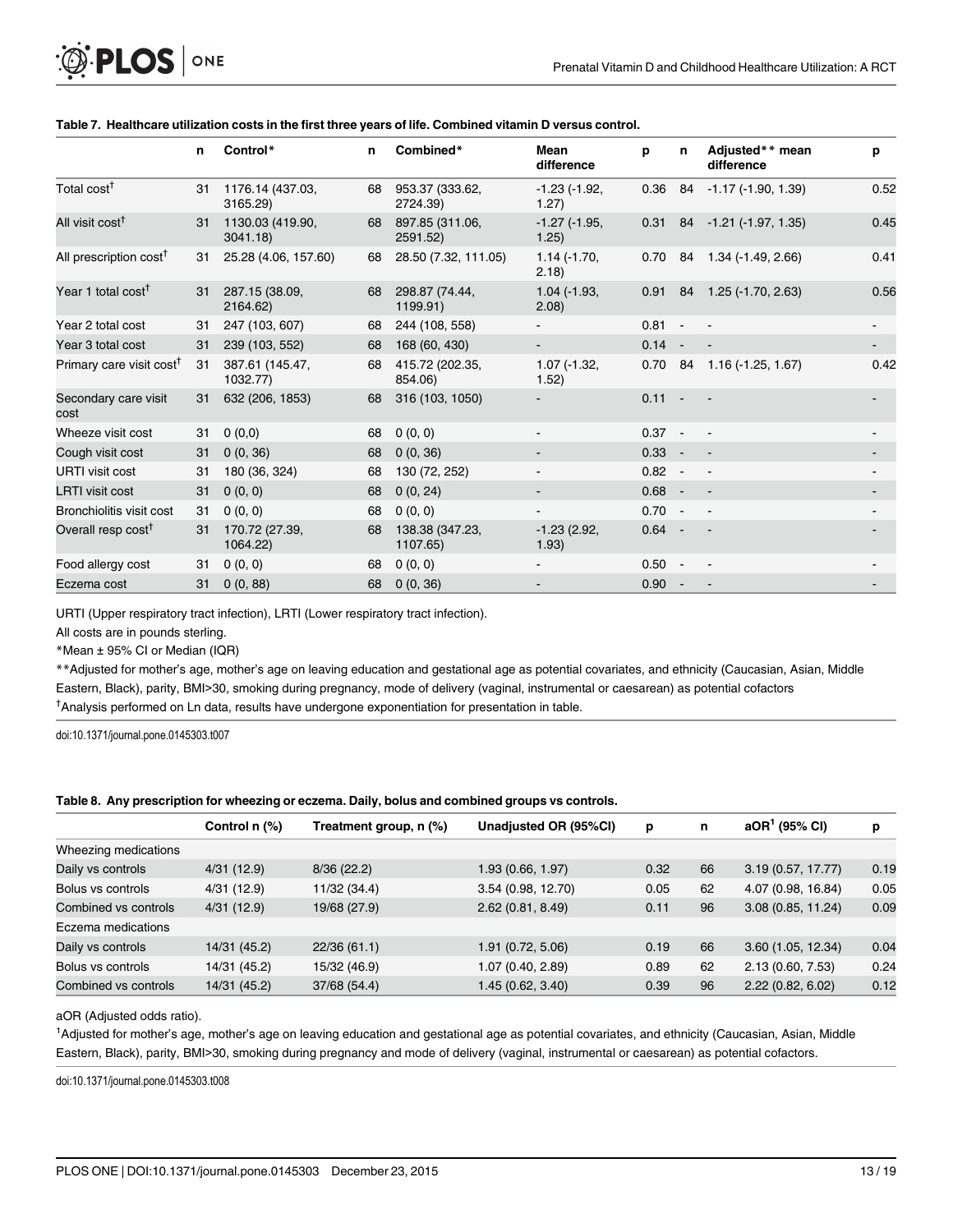**Table 7. Healthcare utilization costs in the first three years of life. Combined vitamin D versus control.**

| | n | Control* | n | Combined* | Mean difference | p | n | Adjusted** mean difference | p |
|---|---|---|---|---|---|---|---|---|---|
| Total cost† | 31 | 1176.14 (437.03, 3165.29) | 68 | 953.37 (333.62, 2724.39) | -1.23 (-1.92, 1.27) | 0.36 | 84 | -1.17 (-1.90, 1.39) | 0.52 |
| All visit cost† | 31 | 1130.03 (419.90, 3041.18) | 68 | 897.85 (311.06, 2591.52) | -1.27 (-1.95, 1.25) | 0.31 | 84 | -1.21 (-1.97, 1.35) | 0.45 |
| All prescription cost† | 31 | 25.28 (4.06, 157.60) | 68 | 28.50 (7.32, 111.05) | 1.14 (-1.70, 2.18) | 0.70 | 84 | 1.34 (-1.49, 2.66) | 0.41 |
| Year 1 total cost† | 31 | 287.15 (38.09, 2164.62) | 68 | 298.87 (74.44, 1199.91) | 1.04 (-1.93, 2.08) | 0.91 | 84 | 1.25 (-1.70, 2.63) | 0.56 |
| Year 2 total cost | 31 | 247 (103, 607) | 68 | 244 (108, 558) | - | 0.81 | - | - | - |
| Year 3 total cost | 31 | 239 (103, 552) | 68 | 168 (60, 430) | - | 0.14 | - | - | - |
| Primary care visit cost† | 31 | 387.61 (145.47, 1032.77) | 68 | 415.72 (202.35, 854.06) | 1.07 (-1.32, 1.52) | 0.70 | 84 | 1.16 (-1.25, 1.67) | 0.42 |
| Secondary care visit cost | 31 | 632 (206, 1853) | 68 | 316 (103, 1050) | - | 0.11 | - | - | - |
| Wheeze visit cost | 31 | 0 (0,0) | 68 | 0 (0, 0) | - | 0.37 | - | - | - |
| Cough visit cost | 31 | 0 (0, 36) | 68 | 0 (0, 36) | - | 0.33 | - | - | - |
| URTI visit cost | 31 | 180 (36, 324) | 68 | 130 (72, 252) | - | 0.82 | - | - | - |
| LRTI visit cost | 31 | 0 (0, 0) | 68 | 0 (0, 24) | - | 0.68 | - | - | - |
| Bronchiolitis visit cost | 31 | 0 (0, 0) | 68 | 0 (0, 0) | - | 0.70 | - | - | - |
| Overall resp cost† | 31 | 170.72 (27.39, 1064.22) | 68 | 138.38 (347.23, 1107.65) | -1.23 (2.92, 1.93) | 0.64 | - | - | - |
| Food allergy cost | 31 | 0 (0, 0) | 68 | 0 (0, 0) | - | 0.50 | - | - | - |
| Eczema cost | 31 | 0 (0, 88) | 68 | 0 (0, 36) | - | 0.90 | - | - | - |

URTI (Upper respiratory tract infection), LRTI (Lower respiratory tract infection).

All costs are in pounds sterling.

*Mean ± 95% CI or Median (IQR)

**Adjusted for mother's age, mother's age on leaving education and gestational age as potential covariates, and ethnicity (Caucasian, Asian, Middle Eastern, Black), parity, BMI>30, smoking during pregnancy, mode of delivery (vaginal, instrumental or caesarean) as potential cofactors

†Analysis performed on Ln data, results have undergone exponentiation for presentation in table.

doi:10.1371/journal.pone.0145303.t007

**Table 8. Any prescription for wheezing or eczema. Daily, bolus and combined groups vs controls.**

| | Control n (%) | Treatment group, n (%) | Unadjusted OR (95%CI) | p | n | aOR[1] (95% CI) | p |
|---|---|---|---|---|---|---|---|
| Wheezing medications | | | | | | | |
| Daily vs controls | 4/31 (12.9) | 8/36 (22.2) | 1.93 (0.66, 1.97) | 0.32 | 66 | 3.19 (0.57, 17.77) | 0.19 |
| Bolus vs controls | 4/31 (12.9) | 11/32 (34.4) | 3.54 (0.98, 12.70) | 0.05 | 62 | 4.07 (0.98, 16.84) | 0.05 |
| Combined vs controls | 4/31 (12.9) | 19/68 (27.9) | 2.62 (0.81, 8.49) | 0.11 | 96 | 3.08 (0.85, 11.24) | 0.09 |
| Eczema medications | | | | | | | |
| Daily vs controls | 14/31 (45.2) | 22/36 (61.1) | 1.91 (0.72, 5.06) | 0.19 | 66 | 3.60 (1.05, 12.34) | 0.04 |
| Bolus vs controls | 14/31 (45.2) | 15/32 (46.9) | 1.07 (0.40, 2.89) | 0.89 | 62 | 2.13 (0.60, 7.53) | 0.24 |
| Combined vs controls | 14/31 (45.2) | 37/68 (54.4) | 1.45 (0.62, 3.40) | 0.39 | 96 | 2.22 (0.82, 6.02) | 0.12 |

aOR (Adjusted odds ratio).

[1]Adjusted for mother's age, mother's age on leaving education and gestational age as potential covariates, and ethnicity (Caucasian, Asian, Middle Eastern, Black), parity, BMI>30, smoking during pregnancy and mode of delivery (vaginal, instrumental or caesarean) as potential cofactors.

doi:10.1371/journal.pone.0145303.t008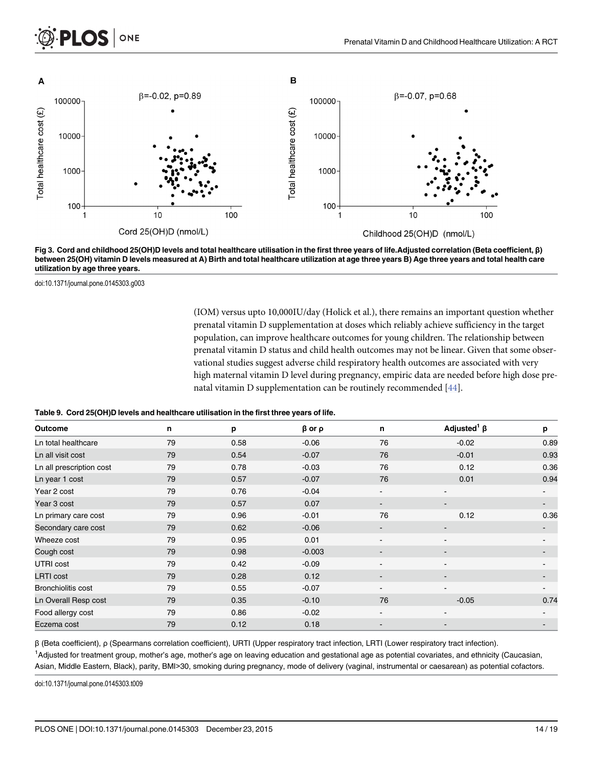Fig 3. Cord and childhood 25(OH)D levels and total healthcare utilisation in the first three years of life. Adjusted correlation (Beta coefficient, β) between 25(OH) vitamin D levels measured at A) Birth and total healthcare utilization at age three years B) Age three years and total health care utilization by age three years.

doi:10.1371/journal.pone.0145303.g003

(IOM) versus upto 10,000IU/day (Holick et al.), there remains an important question whether prenatal vitamin D supplementation at doses which reliably achieve sufficiency in the target population, can improve healthcare outcomes for young children. The relationship between prenatal vitamin D status and child health outcomes may not be linear. Given that some observational studies suggest adverse child respiratory health outcomes are associated with very high maternal vitamin D level during pregnancy, empiric data are needed before high dose prenatal vitamin D supplementation can be routinely recommended [44].

**Table 9. Cord 25(OH)D levels and healthcare utilisation in the first three years of life.**

| Outcome | n | p | β or ρ | n | Adjusted[1] β | p |
|---|---|---|---|---|---|---|
| Ln total healthcare | 79 | 0.58 | -0.06 | 76 | -0.02 | 0.89 |
| Ln all visit cost | 79 | 0.54 | -0.07 | 76 | -0.01 | 0.93 |
| Ln all prescription cost | 79 | 0.78 | -0.03 | 76 | 0.12 | 0.36 |
| Ln year 1 cost | 79 | 0.57 | -0.07 | 76 | 0.01 | 0.94 |
| Year 2 cost | 79 | 0.76 | -0.04 | - | - | - |
| Year 3 cost | 79 | 0.57 | 0.07 | - | - | - |
| Ln primary care cost | 79 | 0.96 | -0.01 | 76 | 0.12 | 0.36 |
| Secondary care cost | 79 | 0.62 | -0.06 | - | - | - |
| Wheeze cost | 79 | 0.95 | 0.01 | - | - | - |
| Cough cost | 79 | 0.98 | -0.003 | - | - | - |
| UTRI cost | 79 | 0.42 | -0.09 | - | - | - |
| LRTI cost | 79 | 0.28 | 0.12 | - | - | - |
| Bronchiolitis cost | 79 | 0.55 | -0.07 | - | - | - |
| Ln Overall Resp cost | 79 | 0.35 | -0.10 | 76 | -0.05 | 0.74 |
| Food allergy cost | 79 | 0.86 | -0.02 | - | - | - |
| Eczema cost | 79 | 0.12 | 0.18 | - | - | - |

β (Beta coefficient), ρ (Spearmans correlation coefficient), URTI (Upper respiratory tract infection, LRTI (Lower respiratory tract infection).

[1]Adjusted for treatment group, mother's age, mother's age on leaving education and gestational age as potential covariates, and ethnicity (Caucasian, Asian, Middle Eastern, Black), parity, BMI>30, smoking during pregnancy, mode of delivery (vaginal, instrumental or caesarean) as potential cofactors.

doi:10.1371/journal.pone.0145303.t009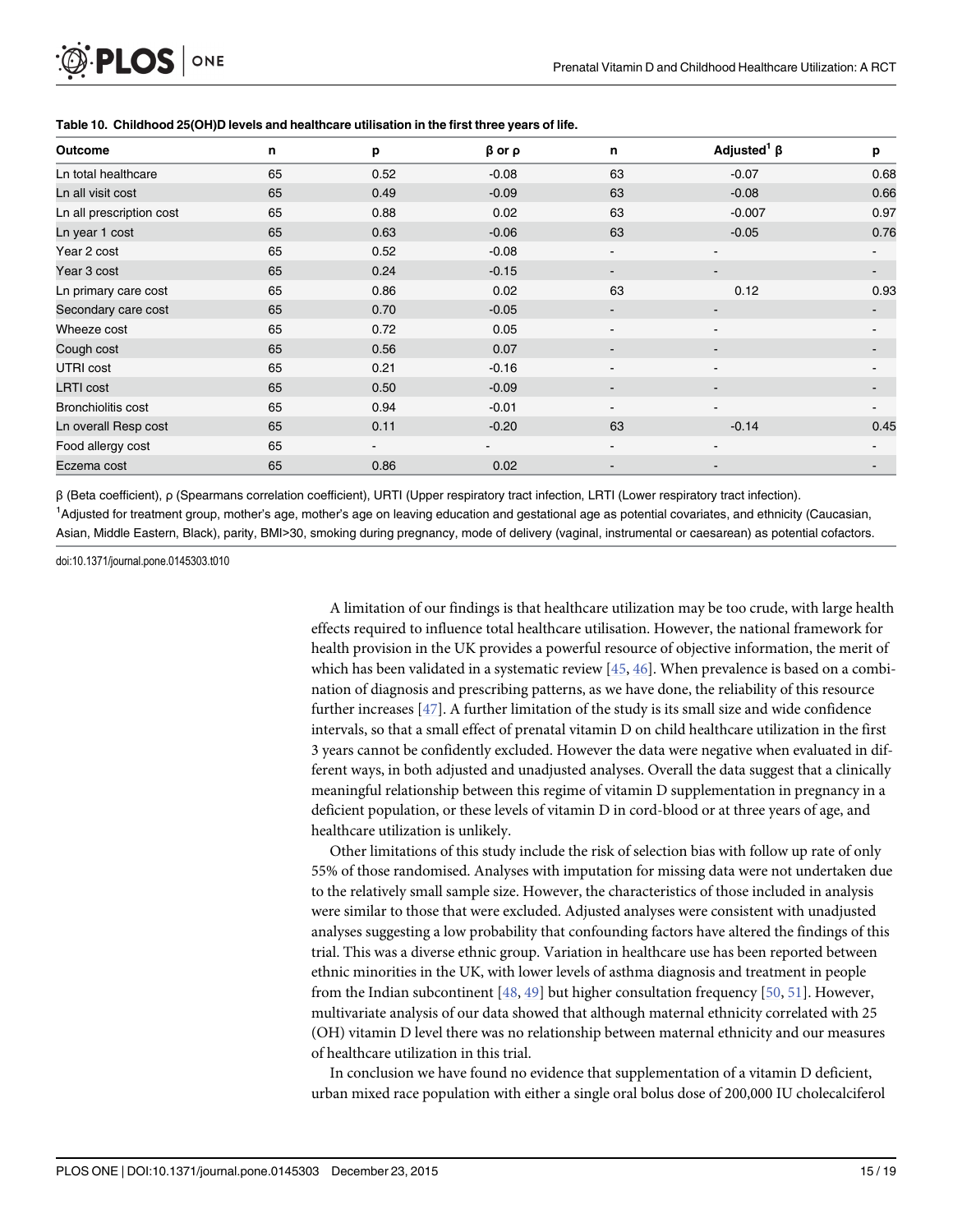**Table 10. Childhood 25(OH)D levels and healthcare utilisation in the first three years of life.**

| Outcome | n | p | β or ρ | n | Adjusted[1] β | p |
|---|---|---|---|---|---|---|
| Ln total healthcare | 65 | 0.52 | -0.08 | 63 | -0.07 | 0.68 |
| Ln all visit cost | 65 | 0.49 | -0.09 | 63 | -0.08 | 0.66 |
| Ln all prescription cost | 65 | 0.88 | 0.02 | 63 | -0.007 | 0.97 |
| Ln year 1 cost | 65 | 0.63 | -0.06 | 63 | -0.05 | 0.76 |
| Year 2 cost | 65 | 0.52 | -0.08 | - | - | - |
| Year 3 cost | 65 | 0.24 | -0.15 | - | - | - |
| Ln primary care cost | 65 | 0.86 | 0.02 | 63 | 0.12 | 0.93 |
| Secondary care cost | 65 | 0.70 | -0.05 | - | - | - |
| Wheeze cost | 65 | 0.72 | 0.05 | - | - | - |
| Cough cost | 65 | 0.56 | 0.07 | - | - | - |
| UTRI cost | 65 | 0.21 | -0.16 | - | - | - |
| LRTI cost | 65 | 0.50 | -0.09 | - | - | - |
| Bronchiolitis cost | 65 | 0.94 | -0.01 | - | - | - |
| Ln overall Resp cost | 65 | 0.11 | -0.20 | 63 | -0.14 | 0.45 |
| Food allergy cost | 65 | - | - | - | - | - |
| Eczema cost | 65 | 0.86 | 0.02 | - | - | - |

β (Beta coefficient), ρ (Spearmans correlation coefficient), URTI (Upper respiratory tract infection, LRTI (Lower respiratory tract infection).
[1]Adjusted for treatment group, mother's age, mother's age on leaving education and gestational age as potential covariates, and ethnicity (Caucasian, Asian, Middle Eastern, Black), parity, BMI>30, smoking during pregnancy, mode of delivery (vaginal, instrumental or caesarean) as potential cofactors.

doi:10.1371/journal.pone.0145303.t010

A limitation of our findings is that healthcare utilization may be too crude, with large health effects required to influence total healthcare utilisation. However, the national framework for health provision in the UK provides a powerful resource of objective information, the merit of which has been validated in a systematic review [45, 46]. When prevalence is based on a combination of diagnosis and prescribing patterns, as we have done, the reliability of this resource further increases [47]. A further limitation of the study is its small size and wide confidence intervals, so that a small effect of prenatal vitamin D on child healthcare utilization in the first 3 years cannot be confidently excluded. However the data were negative when evaluated in different ways, in both adjusted and unadjusted analyses. Overall the data suggest that a clinically meaningful relationship between this regime of vitamin D supplementation in pregnancy in a deficient population, or these levels of vitamin D in cord-blood or at three years of age, and healthcare utilization is unlikely.

Other limitations of this study include the risk of selection bias with follow up rate of only 55% of those randomised. Analyses with imputation for missing data were not undertaken due to the relatively small sample size. However, the characteristics of those included in analysis were similar to those that were excluded. Adjusted analyses were consistent with unadjusted analyses suggesting a low probability that confounding factors have altered the findings of this trial. This was a diverse ethnic group. Variation in healthcare use has been reported between ethnic minorities in the UK, with lower levels of asthma diagnosis and treatment in people from the Indian subcontinent [48, 49] but higher consultation frequency [50, 51]. However, multivariate analysis of our data showed that although maternal ethnicity correlated with 25 (OH) vitamin D level there was no relationship between maternal ethnicity and our measures of healthcare utilization in this trial.

In conclusion we have found no evidence that supplementation of a vitamin D deficient, urban mixed race population with either a single oral bolus dose of 200,000 IU cholecalciferol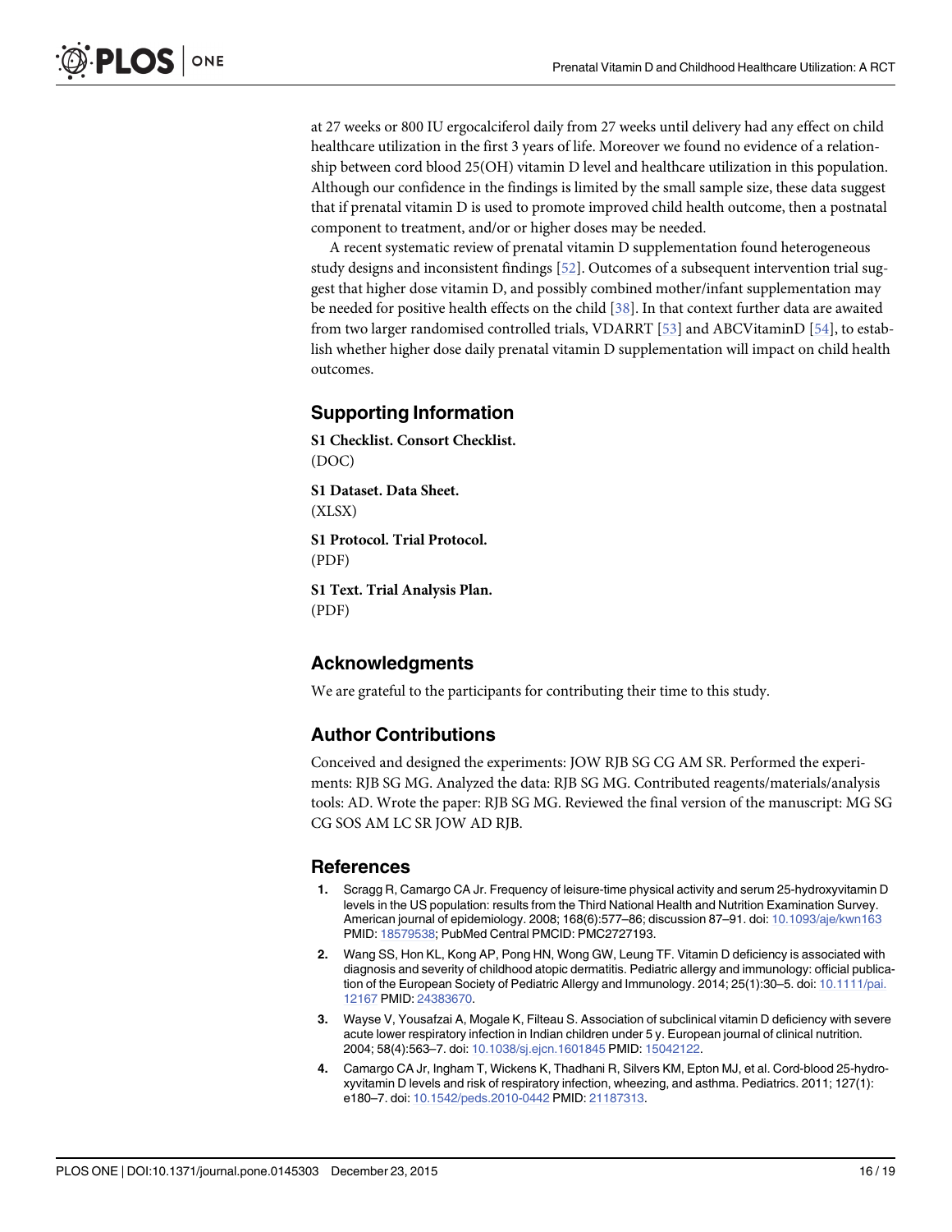at 27 weeks or 800 IU ergocalciferol daily from 27 weeks until delivery had any effect on child healthcare utilization in the first 3 years of life. Moreover we found no evidence of a relationship between cord blood 25(OH) vitamin D level and healthcare utilization in this population. Although our confidence in the findings is limited by the small sample size, these data suggest that if prenatal vitamin D is used to promote improved child health outcome, then a postnatal component to treatment, and/or or higher doses may be needed.

A recent systematic review of prenatal vitamin D supplementation found heterogeneous study designs and inconsistent findings [52]. Outcomes of a subsequent intervention trial suggest that higher dose vitamin D, and possibly combined mother/infant supplementation may be needed for positive health effects on the child [38]. In that context further data are awaited from two larger randomised controlled trials, VDARRT [53] and ABCVitaminD [54], to establish whether higher dose daily prenatal vitamin D supplementation will impact on child health outcomes.

## Supporting Information

**S1 Checklist. Consort Checklist.**
(DOC)

**S1 Dataset. Data Sheet.**
(XLSX)

**S1 Protocol. Trial Protocol.**
(PDF)

**S1 Text. Trial Analysis Plan.**
(PDF)

## Acknowledgments

We are grateful to the participants for contributing their time to this study.

## Author Contributions

Conceived and designed the experiments: JOW RJB SG CG AM SR. Performed the experiments: RJB SG MG. Analyzed the data: RJB SG MG. Contributed reagents/materials/analysis tools: AD. Wrote the paper: RJB SG MG. Reviewed the final version of the manuscript: MG SG CG SOS AM LC SR JOW AD RJB.

## References

1. Scragg R, Camargo CA Jr. Frequency of leisure-time physical activity and serum 25-hydroxyvitamin D levels in the US population: results from the Third National Health and Nutrition Examination Survey. American journal of epidemiology. 2008; 168(6):577–86; discussion 87–91. doi: 10.1093/aje/kwn163 PMID: 18579538; PubMed Central PMCID: PMC2727193.
2. Wang SS, Hon KL, Kong AP, Pong HN, Wong GW, Leung TF. Vitamin D deficiency is associated with diagnosis and severity of childhood atopic dermatitis. Pediatric allergy and immunology: official publication of the European Society of Pediatric Allergy and Immunology. 2014; 25(1):30–5. doi: 10.1111/pai.12167 PMID: 24383670.
3. Wayse V, Yousafzai A, Mogale K, Filteau S. Association of subclinical vitamin D deficiency with severe acute lower respiratory infection in Indian children under 5 y. European journal of clinical nutrition. 2004; 58(4):563–7. doi: 10.1038/sj.ejcn.1601845 PMID: 15042122.
4. Camargo CA Jr, Ingham T, Wickens K, Thadhani R, Silvers KM, Epton MJ, et al. Cord-blood 25-hydroxyvitamin D levels and risk of respiratory infection, wheezing, and asthma. Pediatrics. 2011; 127(1): e180–7. doi: 10.1542/peds.2010-0442 PMID: 21187313.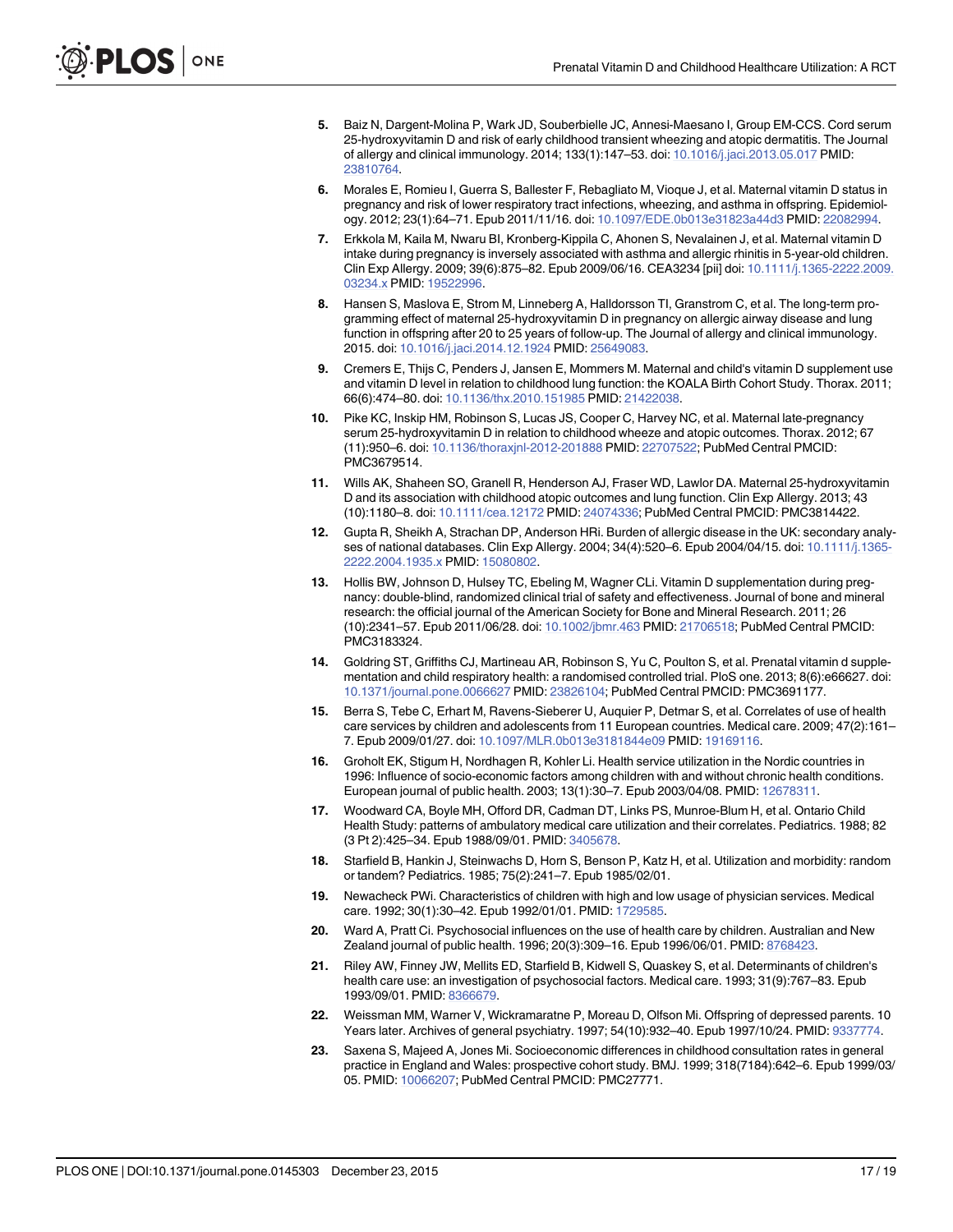5. Baiz N, Dargent-Molina P, Wark JD, Souberbielle JC, Annesi-Maesano I, Group EM-CCS. Cord serum 25-hydroxyvitamin D and risk of early childhood transient wheezing and atopic dermatitis. The Journal of allergy and clinical immunology. 2014; 133(1):147–53. doi: 10.1016/j.jaci.2013.05.017 PMID: 23810764.
6. Morales E, Romieu I, Guerra S, Ballester F, Rebagliato M, Vioque J, et al. Maternal vitamin D status in pregnancy and risk of lower respiratory tract infections, wheezing, and asthma in offspring. Epidemiology. 2012; 23(1):64–71. Epub 2011/11/16. doi: 10.1097/EDE.0b013e31823a44d3 PMID: 22082994.
7. Erkkola M, Kaila M, Nwaru BI, Kronberg-Kippila C, Ahonen S, Nevalainen J, et al. Maternal vitamin D intake during pregnancy is inversely associated with asthma and allergic rhinitis in 5-year-old children. Clin Exp Allergy. 2009; 39(6):875–82. Epub 2009/06/16. CEA3234 [pii] doi: 10.1111/j.1365-2222.2009.03234.x PMID: 19522996.
8. Hansen S, Maslova E, Strom M, Linneberg A, Halldorsson TI, Granstrom C, et al. The long-term programming effect of maternal 25-hydroxyvitamin D in pregnancy on allergic airway disease and lung function in offspring after 20 to 25 years of follow-up. The Journal of allergy and clinical immunology. 2015. doi: 10.1016/j.jaci.2014.12.1924 PMID: 25649083.
9. Cremers E, Thijs C, Penders J, Jansen E, Mommers M. Maternal and child's vitamin D supplement use and vitamin D level in relation to childhood lung function: the KOALA Birth Cohort Study. Thorax. 2011; 66(6):474–80. doi: 10.1136/thx.2010.151985 PMID: 21422038.
10. Pike KC, Inskip HM, Robinson S, Lucas JS, Cooper C, Harvey NC, et al. Maternal late-pregnancy serum 25-hydroxyvitamin D in relation to childhood wheeze and atopic outcomes. Thorax. 2012; 67 (11):950–6. doi: 10.1136/thoraxjnl-2012-201888 PMID: 22707522; PubMed Central PMCID: PMC3679514.
11. Wills AK, Shaheen SO, Granell R, Henderson AJ, Fraser WD, Lawlor DA. Maternal 25-hydroxyvitamin D and its association with childhood atopic outcomes and lung function. Clin Exp Allergy. 2013; 43 (10):1180–8. doi: 10.1111/cea.12172 PMID: 24074336; PubMed Central PMCID: PMC3814422.
12. Gupta R, Sheikh A, Strachan DP, Anderson HRi. Burden of allergic disease in the UK: secondary analyses of national databases. Clin Exp Allergy. 2004; 34(4):520–6. Epub 2004/04/15. doi: 10.1111/j.1365-2222.2004.1935.x PMID: 15080802.
13. Hollis BW, Johnson D, Hulsey TC, Ebeling M, Wagner CLi. Vitamin D supplementation during pregnancy: double-blind, randomized clinical trial of safety and effectiveness. Journal of bone and mineral research: the official journal of the American Society for Bone and Mineral Research. 2011; 26 (10):2341–57. Epub 2011/06/28. doi: 10.1002/jbmr.463 PMID: 21706518; PubMed Central PMCID: PMC3183324.
14. Goldring ST, Griffiths CJ, Martineau AR, Robinson S, Yu C, Poulton S, et al. Prenatal vitamin d supplementation and child respiratory health: a randomised controlled trial. PloS one. 2013; 8(6):e66627. doi: 10.1371/journal.pone.0066627 PMID: 23826104; PubMed Central PMCID: PMC3691177.
15. Berra S, Tebe C, Erhart M, Ravens-Sieberer U, Auquier P, Detmar S, et al. Correlates of use of health care services by children and adolescents from 11 European countries. Medical care. 2009; 47(2):161–7. Epub 2009/01/27. doi: 10.1097/MLR.0b013e3181844e09 PMID: 19169116.
16. Groholt EK, Stigum H, Nordhagen R, Kohler Li. Health service utilization in the Nordic countries in 1996: Influence of socio-economic factors among children with and without chronic health conditions. European journal of public health. 2003; 13(1):30–7. Epub 2003/04/08. PMID: 12678311.
17. Woodward CA, Boyle MH, Offord DR, Cadman DT, Links PS, Munroe-Blum H, et al. Ontario Child Health Study: patterns of ambulatory medical care utilization and their correlates. Pediatrics. 1988; 82 (3 Pt 2):425–34. Epub 1988/09/01. PMID: 3405678.
18. Starfield B, Hankin J, Steinwachs D, Horn S, Benson P, Katz H, et al. Utilization and morbidity: random or tandem? Pediatrics. 1985; 75(2):241–7. Epub 1985/02/01.
19. Newacheck PWi. Characteristics of children with high and low usage of physician services. Medical care. 1992; 30(1):30–42. Epub 1992/01/01. PMID: 1729585.
20. Ward A, Pratt Ci. Psychosocial influences on the use of health care by children. Australian and New Zealand journal of public health. 1996; 20(3):309–16. Epub 1996/06/01. PMID: 8768423.
21. Riley AW, Finney JW, Mellits ED, Starfield B, Kidwell S, Quaskey S, et al. Determinants of children's health care use: an investigation of psychosocial factors. Medical care. 1993; 31(9):767–83. Epub 1993/09/01. PMID: 8366679.
22. Weissman MM, Warner V, Wickramaratne P, Moreau D, Olfson Mi. Offspring of depressed parents. 10 Years later. Archives of general psychiatry. 1997; 54(10):932–40. Epub 1997/10/24. PMID: 9337774.
23. Saxena S, Majeed A, Jones Mi. Socioeconomic differences in childhood consultation rates in general practice in England and Wales: prospective cohort study. BMJ. 1999; 318(7184):642–6. Epub 1999/03/05. PMID: 10066207; PubMed Central PMCID: PMC27771.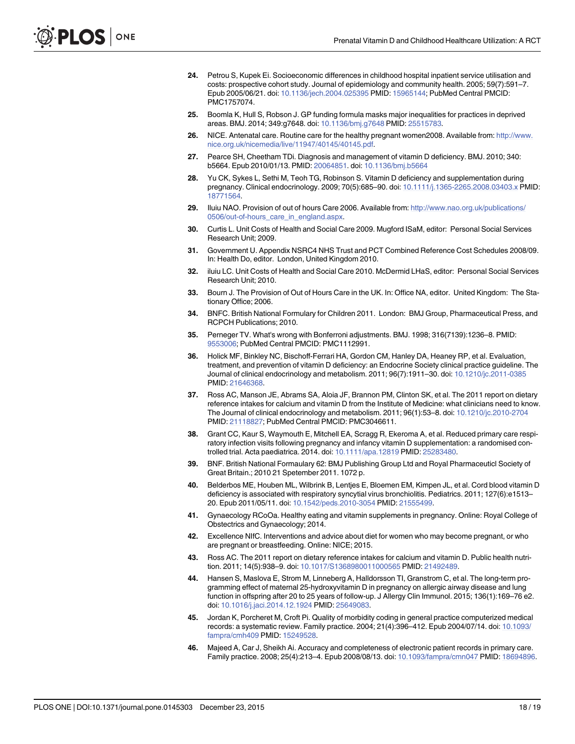24. Petrou S, Kupek Ei. Socioeconomic differences in childhood hospital inpatient service utilisation and costs: prospective cohort study. Journal of epidemiology and community health. 2005; 59(7):591–7. Epub 2005/06/21. doi: 10.1136/jech.2004.025395 PMID: 15965144; PubMed Central PMCID: PMC1757074.

25. Boomla K, Hull S, Robson J. GP funding formula masks major inequalities for practices in deprived areas. BMJ. 2014; 349:g7648. doi: 10.1136/bmj.g7648 PMID: 25515783.

26. NICE. Antenatal care. Routine care for the healthy pregnant women2008. Available from: http://www.nice.org.uk/nicemedia/live/11947/40145/40145.pdf.

27. Pearce SH, Cheetham TDi. Diagnosis and management of vitamin D deficiency. BMJ. 2010; 340: b5664. Epub 2010/01/13. PMID: 20064851. doi: 10.1136/bmj.b5664

28. Yu CK, Sykes L, Sethi M, Teoh TG, Robinson S. Vitamin D deficiency and supplementation during pregnancy. Clinical endocrinology. 2009; 70(5):685–90. doi: 10.1111/j.1365-2265.2008.03403.x PMID: 18771564.

29. Iluiu NAO. Provision of out of hours Care 2006. Available from: http://www.nao.org.uk/publications/0506/out-of-hours_care_in_england.aspx.

30. Curtis L. Unit Costs of Health and Social Care 2009. Mugford ISaM, editor: Personal Social Services Research Unit; 2009.

31. Government U. Appendix NSRC4 NHS Trust and PCT Combined Reference Cost Schedules 2008/09. In: Health Do, editor. London, United Kingdom 2010.

32. iluiu LC. Unit Costs of Health and Social Care 2010. McDermid LHaS, editor: Personal Social Services Research Unit; 2010.

33. Bourn J. The Provision of Out of Hours Care in the UK. In: Office NA, editor. United Kingdom: The Stationary Office; 2006.

34. BNFC. British National Formulary for Children 2011. London: BMJ Group, Pharmaceutical Press, and RCPCH Publications; 2010.

35. Perneger TV. What's wrong with Bonferroni adjustments. BMJ. 1998; 316(7139):1236–8. PMID: 9553006; PubMed Central PMCID: PMC1112991.

36. Holick MF, Binkley NC, Bischoff-Ferrari HA, Gordon CM, Hanley DA, Heaney RP, et al. Evaluation, treatment, and prevention of vitamin D deficiency: an Endocrine Society clinical practice guideline. The Journal of clinical endocrinology and metabolism. 2011; 96(7):1911–30. doi: 10.1210/jc.2011-0385 PMID: 21646368.

37. Ross AC, Manson JE, Abrams SA, Aloia JF, Brannon PM, Clinton SK, et al. The 2011 report on dietary reference intakes for calcium and vitamin D from the Institute of Medicine: what clinicians need to know. The Journal of clinical endocrinology and metabolism. 2011; 96(1):53–8. doi: 10.1210/jc.2010-2704 PMID: 21118827; PubMed Central PMCID: PMC3046611.

38. Grant CC, Kaur S, Waymouth E, Mitchell EA, Scragg R, Ekeroma A, et al. Reduced primary care respiratory infection visits following pregnancy and infancy vitamin D supplementation: a randomised controlled trial. Acta paediatrica. 2014. doi: 10.1111/apa.12819 PMID: 25283480.

39. BNF. British National Formaulary 62: BMJ Publishing Group Ltd and Royal Pharmaceuticl Society of Great Britain.; 2010 21 Spetember 2011. 1072 p.

40. Belderbos ME, Houben ML, Wilbrink B, Lentjes E, Bloemen EM, Kimpen JL, et al. Cord blood vitamin D deficiency is associated with respiratory syncytial virus bronchiolitis. Pediatrics. 2011; 127(6):e1513–20. Epub 2011/05/11. doi: 10.1542/peds.2010-3054 PMID: 21555499.

41. Gynaecology RCoOa. Healthy eating and vitamin supplements in pregnancy. Online: Royal College of Obstectrics and Gynaecology; 2014.

42. Excellence NIfC. Interventions and advice about diet for women who may become pregnant, or who are pregnant or breastfeeding. Online: NICE; 2015.

43. Ross AC. The 2011 report on dietary reference intakes for calcium and vitamin D. Public health nutrition. 2011; 14(5):938–9. doi: 10.1017/S1368980011000565 PMID: 21492489.

44. Hansen S, Maslova E, Strom M, Linneberg A, Halldorsson TI, Granstrom C, et al. The long-term programming effect of maternal 25-hydroxyvitamin D in pregnancy on allergic airway disease and lung function in offspring after 20 to 25 years of follow-up. J Allergy Clin Immunol. 2015; 136(1):169–76 e2. doi: 10.1016/j.jaci.2014.12.1924 PMID: 25649083.

45. Jordan K, Porcheret M, Croft Pi. Quality of morbidity coding in general practice computerized medical records: a systematic review. Family practice. 2004; 21(4):396–412. Epub 2004/07/14. doi: 10.1093/fampra/cmh409 PMID: 15249528.

46. Majeed A, Car J, Sheikh Ai. Accuracy and completeness of electronic patient records in primary care. Family practice. 2008; 25(4):213–4. Epub 2008/08/13. doi: 10.1093/fampra/cmn047 PMID: 18694896.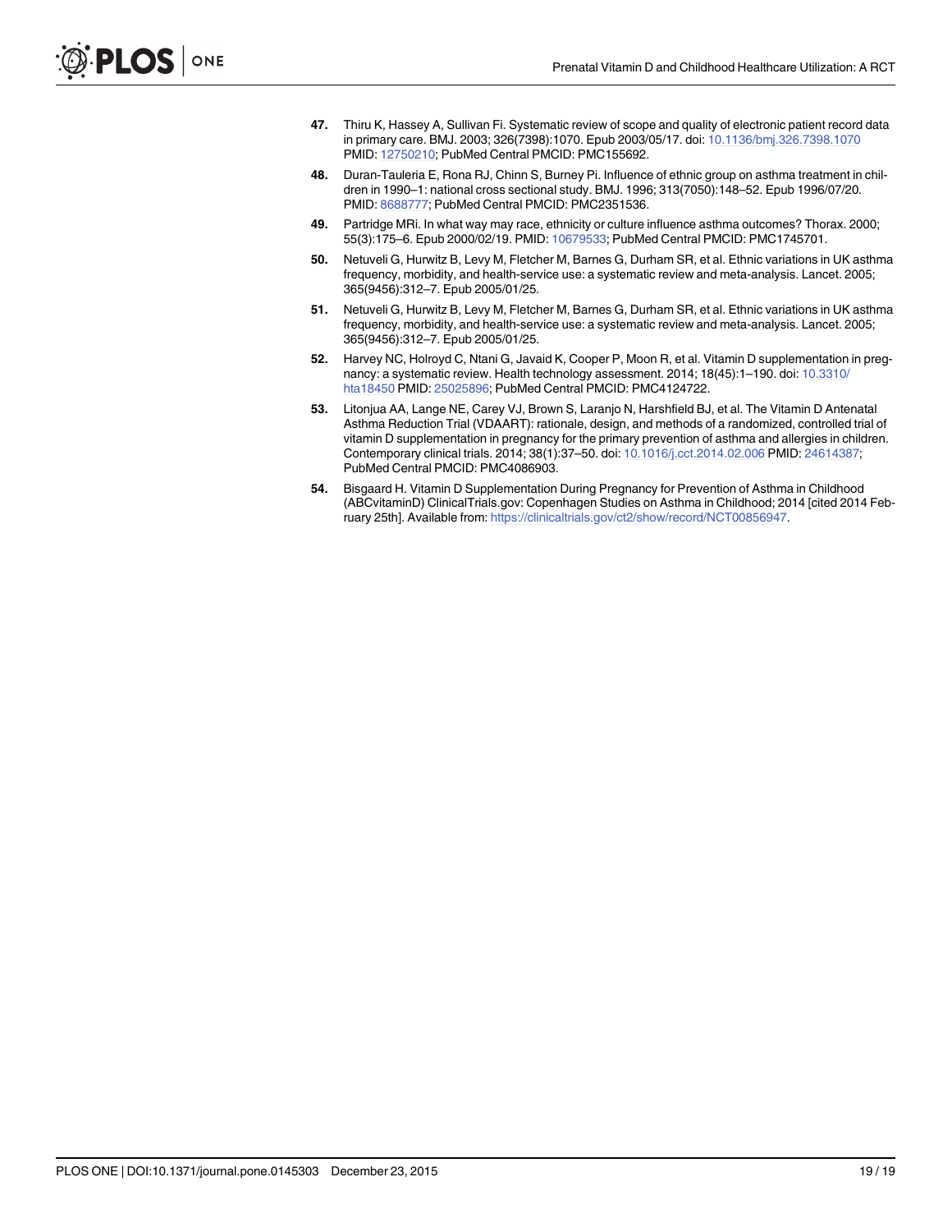47. Thiru K, Hassey A, Sullivan Fi. Systematic review of scope and quality of electronic patient record data in primary care. BMJ. 2003; 326(7398):1070. Epub 2003/05/17. doi: 10.1136/bmj.326.7398.1070 PMID: 12750210; PubMed Central PMCID: PMC155692.

48. Duran-Tauleria E, Rona RJ, Chinn S, Burney Pi. Influence of ethnic group on asthma treatment in children in 1990–1: national cross sectional study. BMJ. 1996; 313(7050):148–52. Epub 1996/07/20. PMID: 8688777; PubMed Central PMCID: PMC2351536.

49. Partridge MRi. In what way may race, ethnicity or culture influence asthma outcomes? Thorax. 2000; 55(3):175–6. Epub 2000/02/19. PMID: 10679533; PubMed Central PMCID: PMC1745701.

50. Netuveli G, Hurwitz B, Levy M, Fletcher M, Barnes G, Durham SR, et al. Ethnic variations in UK asthma frequency, morbidity, and health-service use: a systematic review and meta-analysis. Lancet. 2005; 365(9456):312–7. Epub 2005/01/25.

51. Netuveli G, Hurwitz B, Levy M, Fletcher M, Barnes G, Durham SR, et al. Ethnic variations in UK asthma frequency, morbidity, and health-service use: a systematic review and meta-analysis. Lancet. 2005; 365(9456):312–7. Epub 2005/01/25.

52. Harvey NC, Holroyd C, Ntani G, Javaid K, Cooper P, Moon R, et al. Vitamin D supplementation in pregnancy: a systematic review. Health technology assessment. 2014; 18(45):1–190. doi: 10.3310/hta18450 PMID: 25025896; PubMed Central PMCID: PMC4124722.

53. Litonjua AA, Lange NE, Carey VJ, Brown S, Laranjo N, Harshfield BJ, et al. The Vitamin D Antenatal Asthma Reduction Trial (VDAART): rationale, design, and methods of a randomized, controlled trial of vitamin D supplementation in pregnancy for the primary prevention of asthma and allergies in children. Contemporary clinical trials. 2014; 38(1):37–50. doi: 10.1016/j.cct.2014.02.006 PMID: 24614387; PubMed Central PMCID: PMC4086903.

54. Bisgaard H. Vitamin D Supplementation During Pregnancy for Prevention of Asthma in Childhood (ABCvitaminD) ClinicalTrials.gov: Copenhagen Studies on Asthma in Childhood; 2014 [cited 2014 February 25th]. Available from: https://clinicaltrials.gov/ct2/show/record/NCT00856947.